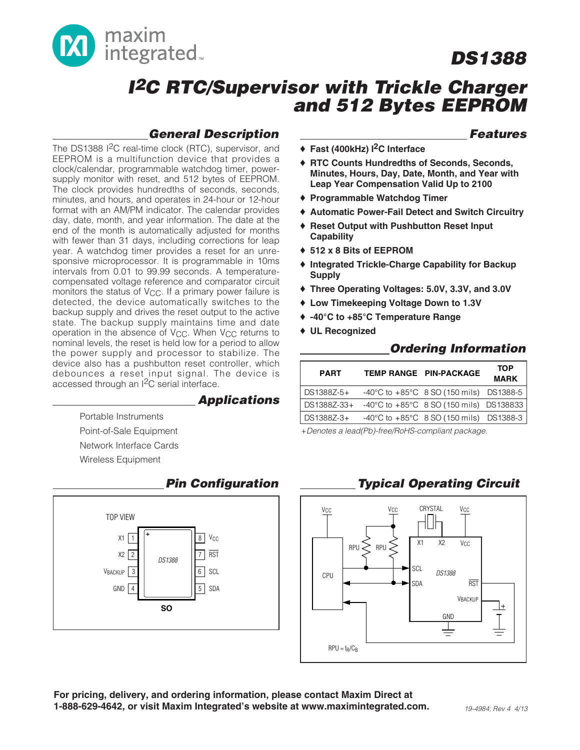# DS1388

## I2C RTC/Supervisor with Trickle Charger and 512 Bytes EEPROM

### General Description

The DS1388 I2C real-time clock (RTC), supervisor, and EEPROM is a multifunction device that provides a clock/calendar, programmable watchdog timer, power-supply monitor with reset, and 512 bytes of EEPROM. The clock provides hundredths of seconds, seconds, minutes, and hours, and operates in 24-hour or 12-hour format with an AM/PM indicator. The calendar provides day, date, month, and year information. The date at the end of the month is automatically adjusted for months with fewer than 31 days, including corrections for leap year. A watchdog timer provides a reset for an unresponsive microprocessor. It is programmable in 10ms intervals from 0.01 to 99.99 seconds. A temperature-compensated voltage reference and comparator circuit monitors the status of $V_{CC}$. If a primary power failure is detected, the device automatically switches to the backup supply and drives the reset output to the active state. The backup supply maintains time and date operation in the absence of $V_{CC}$. When $V_{CC}$ returns to nominal levels, the reset is held low for a period to allow the power supply and processor to stabilize. The device also has a pushbutton reset controller, which debounces a reset input signal. The device is accessed through an I2C serial interface.

### Applications

Portable Instruments

Point-of-Sale Equipment

Network Interface Cards

Wireless Equipment

### Features

- Fast (400kHz) I2C Interface
- RTC Counts Hundredths of Seconds, Seconds, Minutes, Hours, Day, Date, Month, and Year with Leap Year Compensation Valid Up to 2100
- Programmable Watchdog Timer
- Automatic Power-Fail Detect and Switch Circuitry
- Reset Output with Pushbutton Reset Input Capability
- 512 x 8 Bits of EEPROM
- Integrated Trickle-Charge Capability for Backup Supply
- Three Operating Voltages: 5.0V, 3.3V, and 3.0V
- Low Timekeeping Voltage Down to 1.3V
- -40°C to +85°C Temperature Range
- UL Recognized

### Ordering Information

| PART | TEMP RANGE | PIN-PACKAGE | TOP MARK |
|---|---|---|---|
| DS1388Z-5+ | -40°C to +85°C | 8 SO (150 mils) | DS1388-5 |
| DS1388Z-33+ | -40°C to +85°C | 8 SO (150 mils) | DS138833 |
| DS1388Z-3+ | -40°C to +85°C | 8 SO (150 mils) | DS1388-3 |

*+Denotes a lead(Pb)-free/RoHS-compliant package.*

### Pin Configuration

TOP VIEW

| Pin | Name | Pin | Name |
|---|---|---|---|
| 1 | X1 | 8 | $V_{CC}$ |
| 2 | X2 | 7 | RST |
| 3 | $V_{BACKUP}$ | 6 | SCL |
| 4 | GND | 5 | SDA |

SO

### Typical Operating Circuit

RPU = $t_R/C_B$

**For pricing, delivery, and ordering information, please contact Maxim Direct at 1-888-629-4642, or visit Maxim Integrated's website at www.maximintegrated.com.**

19-4984; Rev 4 4/13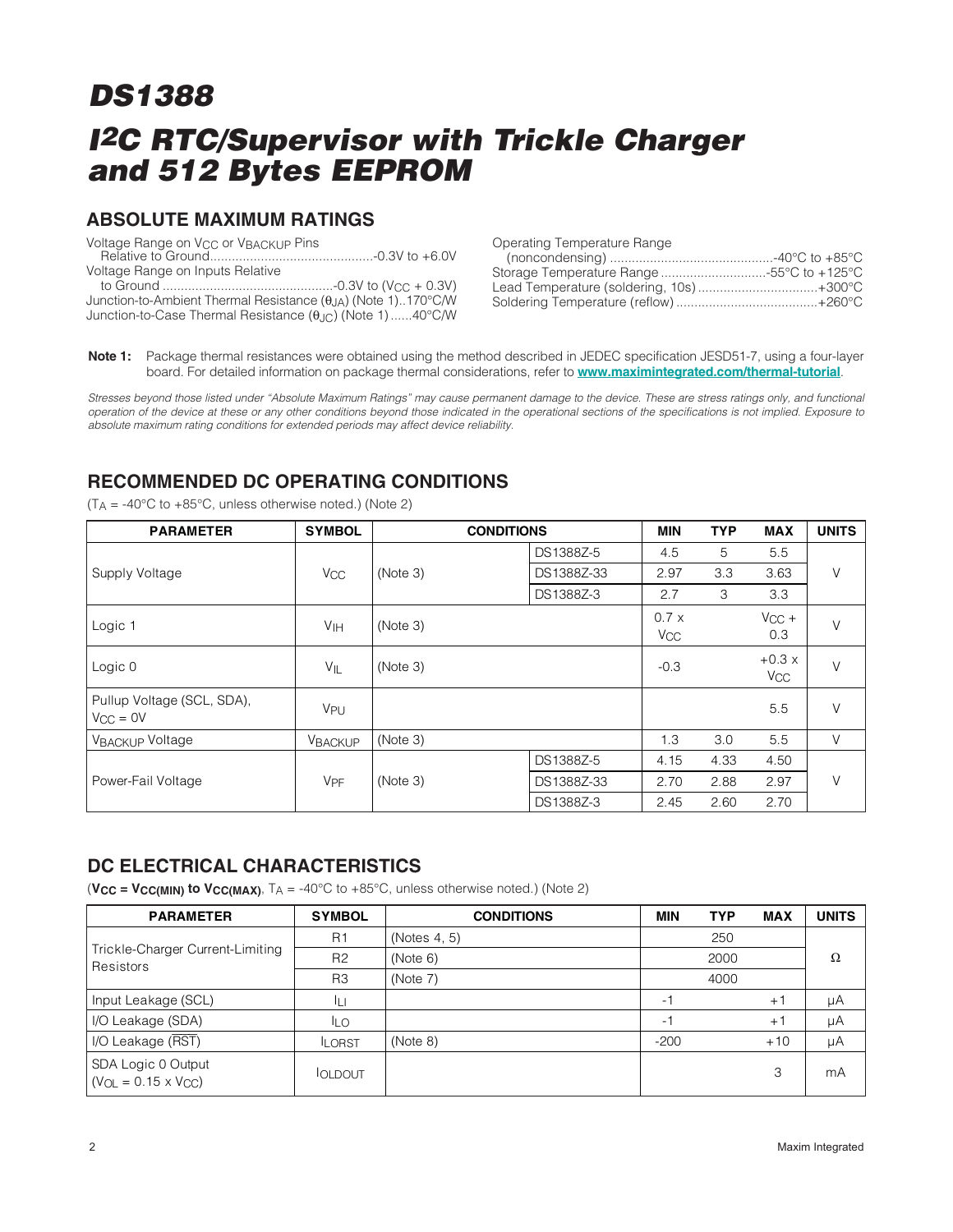# DS1388

# I2C RTC/Supervisor with Trickle Charger and 512 Bytes EEPROM

## ABSOLUTE MAXIMUM RATINGS

Voltage Range on $V_{CC}$ or $V_{BACKUP}$ Pins Relative to Ground..........................................-0.3V to +6.0V
Voltage Range on Inputs Relative to Ground ...............................................-0.3V to ($V_{CC}$ + 0.3V)
Junction-to-Ambient Thermal Resistance ($\theta_{JA}$) (Note 1)..170°C/W
Junction-to-Case Thermal Resistance ($\theta_{JC}$) (Note 1)......40°C/W

Operating Temperature Range (noncondensing) .............................................-40°C to +85°C
Storage Temperature Range .............................-55°C to +125°C
Lead Temperature (soldering, 10s) .................................+300°C
Soldering Temperature (reflow) .......................................+260°C

**Note 1:** Package thermal resistances were obtained using the method described in JEDEC specification JESD51-7, using a four-layer board. For detailed information on package thermal considerations, refer to **www.maximintegrated.com/thermal-tutorial**.

*Stresses beyond those listed under "Absolute Maximum Ratings" may cause permanent damage to the device. These are stress ratings only, and functional operation of the device at these or any other conditions beyond those indicated in the operational sections of the specifications is not implied. Exposure to absolute maximum rating conditions for extended periods may affect device reliability.*

## RECOMMENDED DC OPERATING CONDITIONS

($T_A$ = -40°C to +85°C, unless otherwise noted.) (Note 2)

| PARAMETER | SYMBOL | CONDITIONS | | MIN | TYP | MAX | UNITS |
|---|---|---|---|---|---|---|---|
| Supply Voltage | $V_{CC}$ | (Note 3) | DS1388Z-5 | 4.5 | 5 | 5.5 | V |
| | | | DS1388Z-33 | 2.97 | 3.3 | 3.63 | |
| | | | DS1388Z-3 | 2.7 | 3 | 3.3 | |
| Logic 1 | $V_{IH}$ | (Note 3) | | 0.7 x $V_{CC}$ | | $V_{CC}$ + 0.3 | V |
| Logic 0 | $V_{IL}$ | (Note 3) | | -0.3 | | +0.3 x $V_{CC}$ | V |
| Pullup Voltage (SCL, SDA), $V_{CC}$ = 0V | $V_{PU}$ | | | | | 5.5 | V |
| $V_{BACKUP}$ Voltage | $V_{BACKUP}$ | (Note 3) | | 1.3 | 3.0 | 5.5 | V |
| Power-Fail Voltage | $V_{PF}$ | (Note 3) | DS1388Z-5 | 4.15 | 4.33 | 4.50 | V |
| | | | DS1388Z-33 | 2.70 | 2.88 | 2.97 | |
| | | | DS1388Z-3 | 2.45 | 2.60 | 2.70 | |

## DC ELECTRICAL CHARACTERISTICS

(**$V_{CC}$ = $V_{CC(MIN)}$ to $V_{CC(MAX)}$**, $T_A$ = -40°C to +85°C, unless otherwise noted.) (Note 2)

| PARAMETER | SYMBOL | CONDITIONS | MIN | TYP | MAX | UNITS |
|---|---|---|---|---|---|---|
| Trickle-Charger Current-Limiting Resistors | R1 | (Notes 4, 5) | | 250 | | Ω |
| | R2 | (Note 6) | | 2000 | | |
| | R3 | (Note 7) | | 4000 | | |
| Input Leakage (SCL) | $I_{LI}$ | | -1 | | +1 | µA |
| I/O Leakage (SDA) | $I_{LO}$ | | -1 | | +1 | µA |
| I/O Leakage ($\overline{RST}$) | $I_{LORST}$ | (Note 8) | -200 | | +10 | µA |
| SDA Logic 0 Output ($V_{OL}$ = 0.15 x $V_{CC}$) | $I_{OLDOUT}$ | | | | 3 | mA |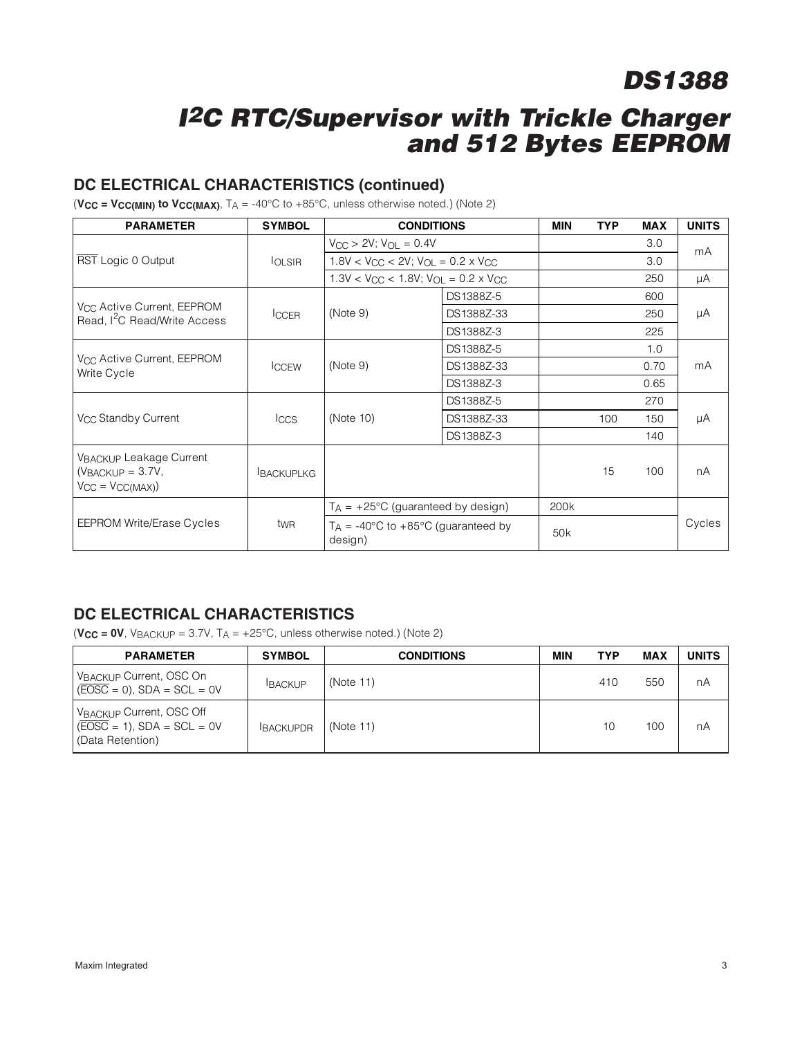## DC ELECTRICAL CHARACTERISTICS (continued)

(**$V_{CC}$ = $V_{CC(MIN)}$ to $V_{CC(MAX)}$**, $T_A$ = -40°C to +85°C, unless otherwise noted.) (Note 2)

| PARAMETER | SYMBOL | CONDITIONS | | MIN | TYP | MAX | UNITS |
|---|---|---|---|---|---|---|---|
| $\overline{RST}$ Logic 0 Output | $I_{OLSIR}$ | $V_{CC}$ > 2V; $V_{OL}$ = 0.4V | | | | 3.0 | mA |
| | | 1.8V < $V_{CC}$ < 2V; $V_{OL}$ = 0.2 x $V_{CC}$ | | | | 3.0 | mA |
| | | 1.3V < $V_{CC}$ < 1.8V; $V_{OL}$ = 0.2 x $V_{CC}$ | | | | 250 | µA |
| $V_{CC}$ Active Current, EEPROM Read, I²C Read/Write Access | $I_{CCER}$ | (Note 9) | DS1388Z-5 | | | 600 | µA |
| | | | DS1388Z-33 | | | 250 | |
| | | | DS1388Z-3 | | | 225 | |
| $V_{CC}$ Active Current, EEPROM Write Cycle | $I_{CCEW}$ | (Note 9) | DS1388Z-5 | | | 1.0 | mA |
| | | | DS1388Z-33 | | | 0.70 | |
| | | | DS1388Z-3 | | | 0.65 | |
| $V_{CC}$ Standby Current | $I_{CCS}$ | (Note 10) | DS1388Z-5 | | | 270 | µA |
| | | | DS1388Z-33 | | 100 | 150 | |
| | | | DS1388Z-3 | | | 140 | |
| $V_{BACKUP}$ Leakage Current ($V_{BACKUP}$ = 3.7V, $V_{CC}$ = $V_{CC(MAX)}$) | $I_{BACKUPLKG}$ | | | | 15 | 100 | nA |
| EEPROM Write/Erase Cycles | $t_{WR}$ | $T_A$ = +25°C (guaranteed by design) | | 200k | | | Cycles |
| | | $T_A$ = -40°C to +85°C (guaranteed by design) | | 50k | | | |

## DC ELECTRICAL CHARACTERISTICS

(**$V_{CC}$ = 0V**, $V_{BACKUP}$ = 3.7V, $T_A$ = +25°C, unless otherwise noted.) (Note 2)

| PARAMETER | SYMBOL | CONDITIONS | MIN | TYP | MAX | UNITS |
|---|---|---|---|---|---|---|
| $V_{BACKUP}$ Current, OSC On ($\overline{EOSC}$ = 0), SDA = SCL = 0V | $I_{BACKUP}$ | (Note 11) | | 410 | 550 | nA |
| $V_{BACKUP}$ Current, OSC Off ($\overline{EOSC}$ = 1), SDA = SCL = 0V (Data Retention) | $I_{BACKUPDR}$ | (Note 11) | | 10 | 100 | nA |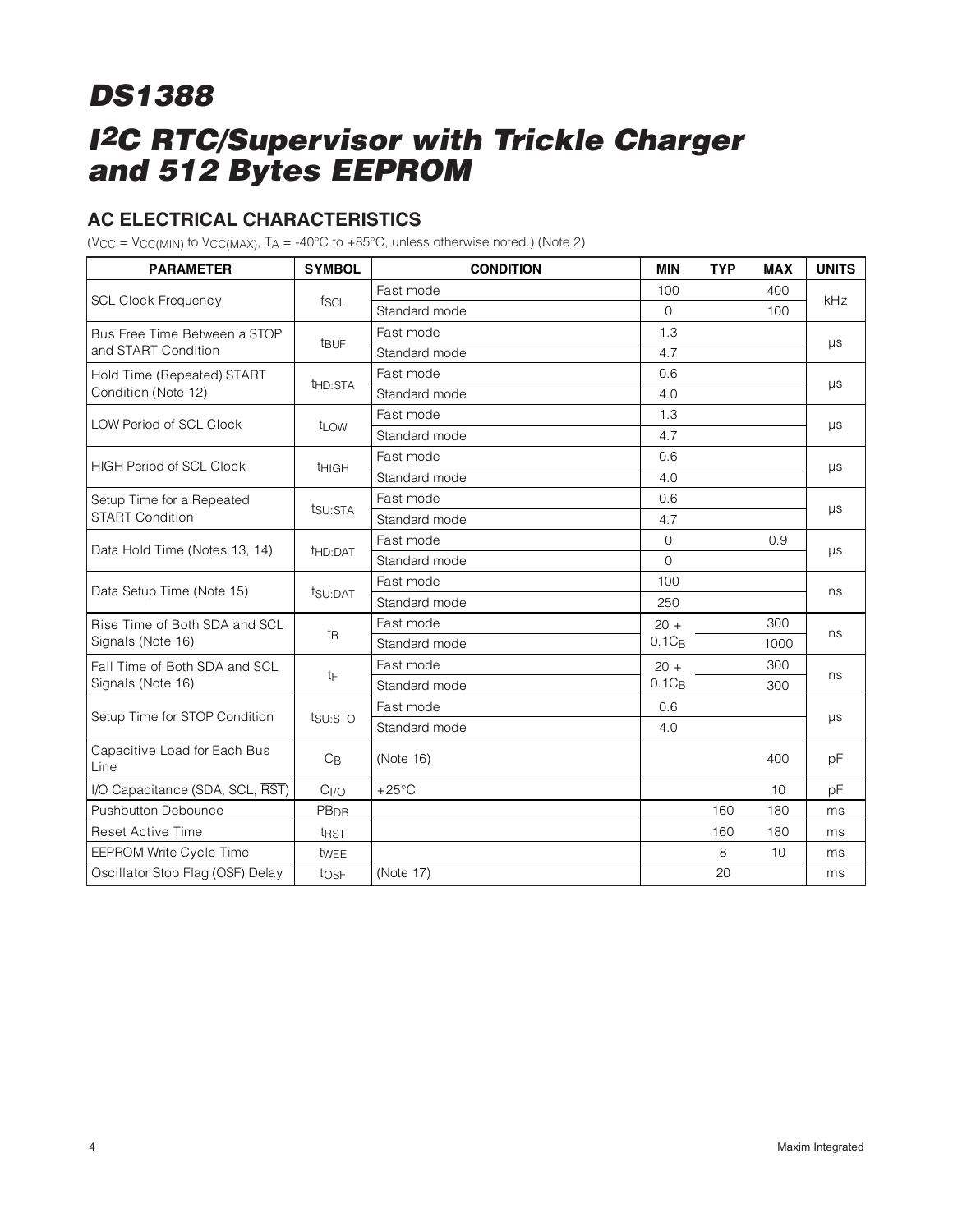# DS1388

# I2C RTC/Supervisor with Trickle Charger and 512 Bytes EEPROM

## AC ELECTRICAL CHARACTERISTICS

($V_{CC} = V_{CC(MIN)}$ to $V_{CC(MAX)}$, $T_A$ = -40°C to +85°C, unless otherwise noted.) (Note 2)

| PARAMETER | SYMBOL | CONDITION | MIN | TYP | MAX | UNITS |
|---|---|---|---|---|---|---|
| SCL Clock Frequency | $f_{SCL}$ | Fast mode | 100 | | 400 | kHz |
| | | Standard mode | 0 | | 100 | |
| Bus Free Time Between a STOP and START Condition | $t_{BUF}$ | Fast mode | 1.3 | | | µs |
| | | Standard mode | 4.7 | | | |
| Hold Time (Repeated) START Condition (Note 12) | $t_{HD:STA}$ | Fast mode | 0.6 | | | µs |
| | | Standard mode | 4.0 | | | |
| LOW Period of SCL Clock | $t_{LOW}$ | Fast mode | 1.3 | | | µs |
| | | Standard mode | 4.7 | | | |
| HIGH Period of SCL Clock | $t_{HIGH}$ | Fast mode | 0.6 | | | µs |
| | | Standard mode | 4.0 | | | |
| Setup Time for a Repeated START Condition | $t_{SU:STA}$ | Fast mode | 0.6 | | | µs |
| | | Standard mode | 4.7 | | | |
| Data Hold Time (Notes 13, 14) | $t_{HD:DAT}$ | Fast mode | 0 | | 0.9 | µs |
| | | Standard mode | 0 | | | |
| Data Setup Time (Note 15) | $t_{SU:DAT}$ | Fast mode | 100 | | | ns |
| | | Standard mode | 250 | | | |
| Rise Time of Both SDA and SCL Signals (Note 16) | $t_R$ | Fast mode | $20 + 0.1C_B$ | | 300 | ns |
| | | Standard mode | | | 1000 | |
| Fall Time of Both SDA and SCL Signals (Note 16) | $t_F$ | Fast mode | $20 + 0.1C_B$ | | 300 | ns |
| | | Standard mode | | | 300 | |
| Setup Time for STOP Condition | $t_{SU:STO}$ | Fast mode | 0.6 | | | µs |
| | | Standard mode | 4.0 | | | |
| Capacitive Load for Each Bus Line | $C_B$ | (Note 16) | | | 400 | pF |
| I/O Capacitance (SDA, SCL, $\overline{RST}$) | $C_{I/O}$ | +25°C | | | 10 | pF |
| Pushbutton Debounce | $PB_{DB}$ | | | 160 | 180 | ms |
| Reset Active Time | $t_{RST}$ | | | 160 | 180 | ms |
| EEPROM Write Cycle Time | $t_{WEE}$ | | | 8 | 10 | ms |
| Oscillator Stop Flag (OSF) Delay | $t_{OSF}$ | (Note 17) | | 20 | | ms |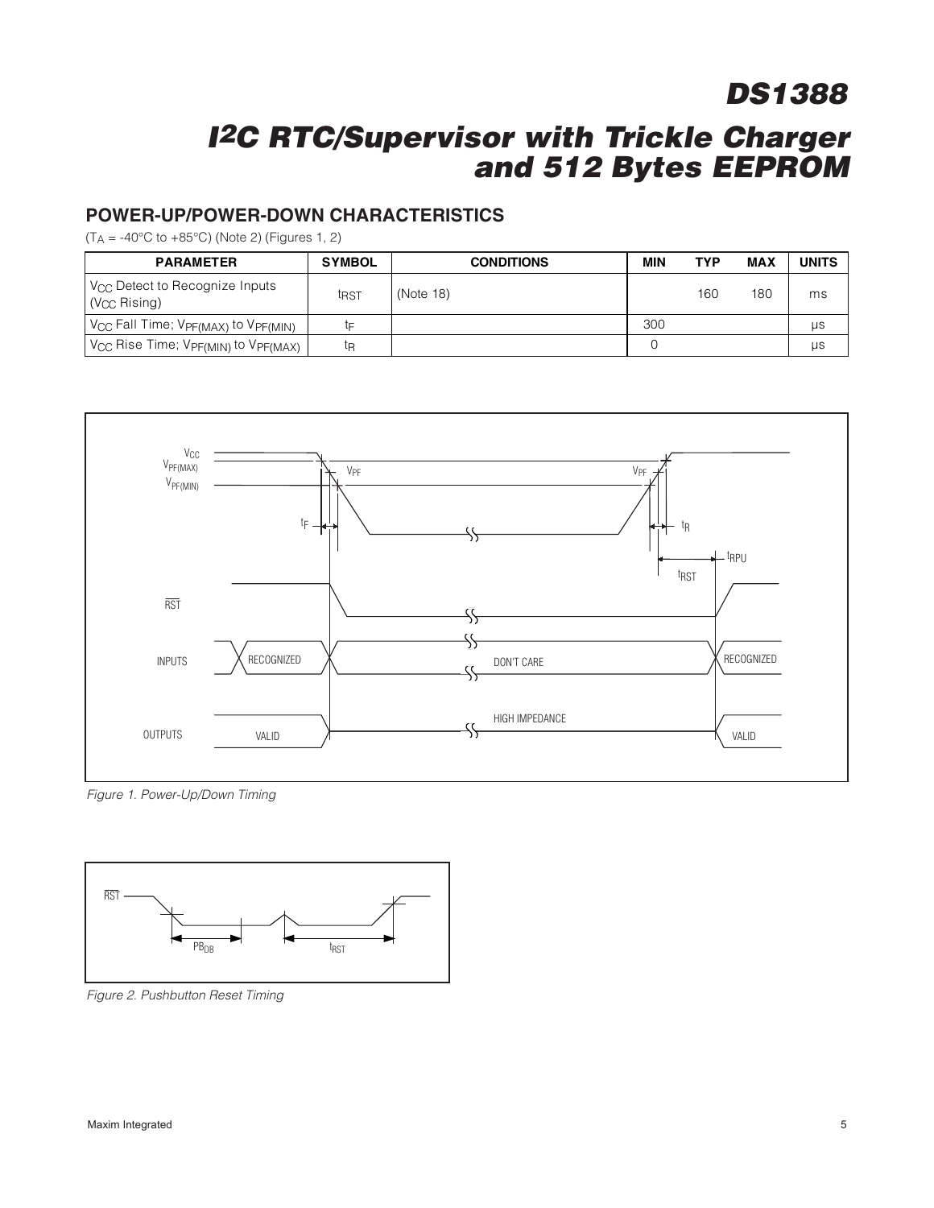## POWER-UP/POWER-DOWN CHARACTERISTICS

($T_A$ = -40°C to +85°C) (Note 2) (Figures 1, 2)

| PARAMETER | SYMBOL | CONDITIONS | MIN | TYP | MAX | UNITS |
|---|---|---|---|---|---|---|
| $V_{CC}$ Detect to Recognize Inputs ($V_{CC}$ Rising) | $t_{RST}$ | (Note 18) | | 160 | 180 | ms |
| $V_{CC}$ Fall Time; $V_{PF(MAX)}$ to $V_{PF(MIN)}$ | $t_F$ | | 300 | | | µs |
| $V_{CC}$ Rise Time; $V_{PF(MIN)}$ to $V_{PF(MAX)}$ | $t_R$ | | 0 | | | µs |

*Figure 1. Power-Up/Down Timing*

*Figure 2. Pushbutton Reset Timing*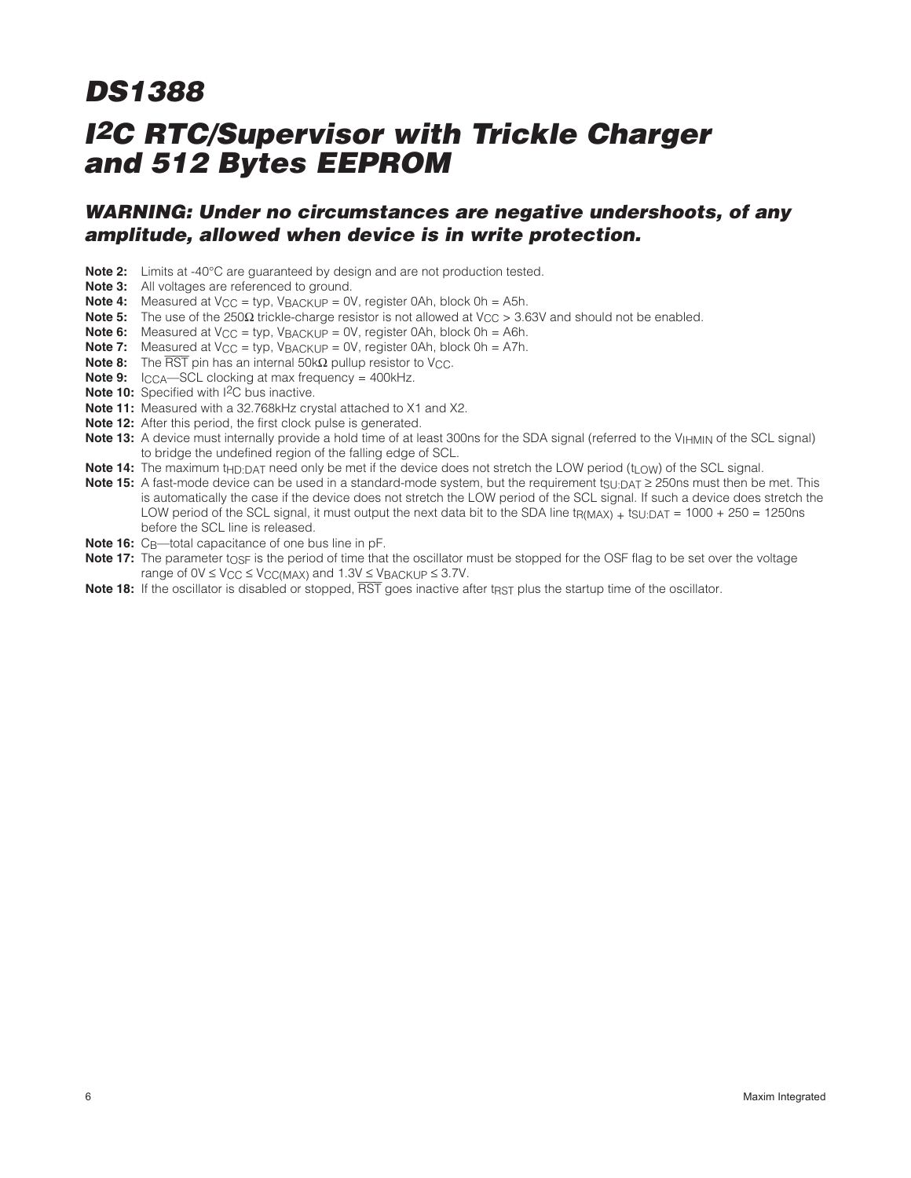# DS1388

# I2C RTC/Supervisor with Trickle Charger and 512 Bytes EEPROM

## WARNING: Under no circumstances are negative undershoots, of any amplitude, allowed when device is in write protection.

**Note 2:** Limits at -40°C are guaranteed by design and are not production tested.

**Note 3:** All voltages are referenced to ground.

**Note 4:** Measured at $V_{CC}$ = typ, $V_{BACKUP}$ = 0V, register 0Ah, block 0h = A5h.

**Note 5:** The use of the 250Ω trickle-charge resistor is not allowed at $V_{CC}$ > 3.63V and should not be enabled.

**Note 6:** Measured at $V_{CC}$ = typ, $V_{BACKUP}$ = 0V, register 0Ah, block 0h = A6h.

**Note 7:** Measured at $V_{CC}$ = typ, $V_{BACKUP}$ = 0V, register 0Ah, block 0h = A7h.

**Note 8:** The $\overline{RST}$ pin has an internal 50kΩ pullup resistor to $V_{CC}$.

**Note 9:** $I_{CCA}$—SCL clocking at max frequency = 400kHz.

**Note 10:** Specified with I2C bus inactive.

**Note 11:** Measured with a 32.768kHz crystal attached to X1 and X2.

**Note 12:** After this period, the first clock pulse is generated.

**Note 13:** A device must internally provide a hold time of at least 300ns for the SDA signal (referred to the $V_{IHMIN}$ of the SCL signal) to bridge the undefined region of the falling edge of SCL.

**Note 14:** The maximum $t_{HD:DAT}$ need only be met if the device does not stretch the LOW period ($t_{LOW}$) of the SCL signal.

**Note 15:** A fast-mode device can be used in a standard-mode system, but the requirement $t_{SU:DAT}$ ≥ 250ns must then be met. This is automatically the case if the device does not stretch the LOW period of the SCL signal. If such a device does stretch the LOW period of the SCL signal, it must output the next data bit to the SDA line $t_{R(MAX)} + t_{SU:DAT}$ = 1000 + 250 = 1250ns before the SCL line is released.

**Note 16:** $C_B$—total capacitance of one bus line in pF.

**Note 17:** The parameter $t_{OSF}$ is the period of time that the oscillator must be stopped for the OSF flag to be set over the voltage range of 0V ≤ $V_{CC}$ ≤ $V_{CC(MAX)}$ and 1.3V ≤ $V_{BACKUP}$ ≤ 3.7V.

**Note 18:** If the oscillator is disabled or stopped, $\overline{RST}$ goes inactive after $t_{RST}$ plus the startup time of the oscillator.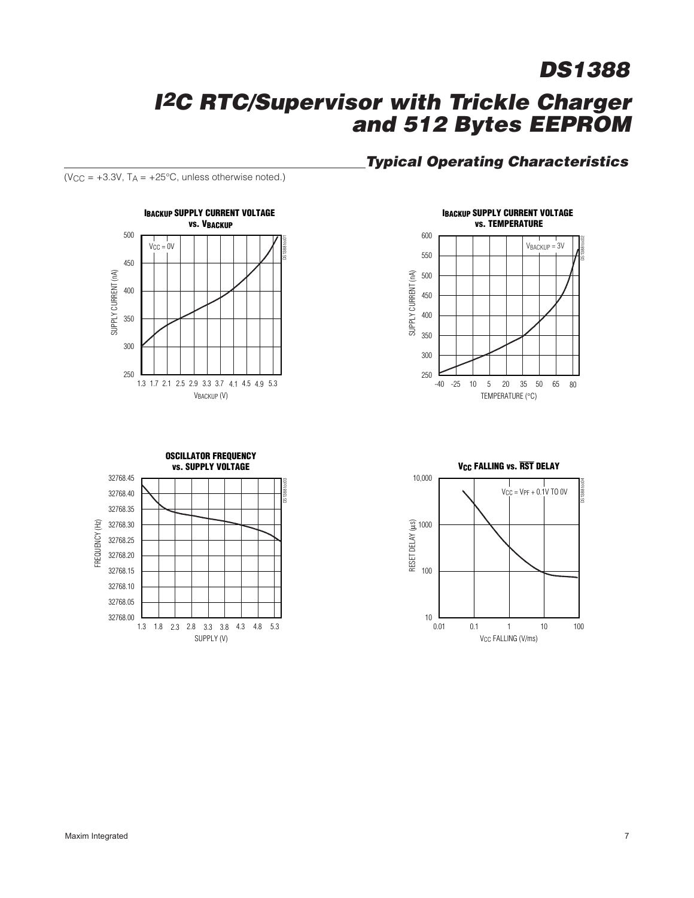## Typical Operating Characteristics

($V_{CC}$ = +3.3V, $T_A$ = +25°C, unless otherwise noted.)

**$I_{BACKUP}$ SUPPLY CURRENT VOLTAGE vs. $V_{BACKUP}$**

$V_{CC}$ = 0V

SUPPLY CURRENT (nA): 250, 300, 350, 400, 450, 500

$V_{BACKUP}$ (V): 1.3, 1.7, 2.1, 2.5, 2.9, 3.3, 3.7, 4.1, 4.5, 4.9, 5.3

**$I_{BACKUP}$ SUPPLY CURRENT VOLTAGE vs. TEMPERATURE**

$V_{BACKUP}$ = 3V

SUPPLY CURRENT (nA): 250, 300, 350, 400, 450, 500, 550, 600

TEMPERATURE (°C): -40, -25, 10, 5, 20, 35, 50, 65, 80

**OSCILLATOR FREQUENCY vs. SUPPLY VOLTAGE**

FREQUENCY (Hz): 32768.00, 32768.05, 32768.10, 32768.15, 32768.20, 32768.25, 32768.30, 32768.35, 32768.40, 32768.45

SUPPLY (V): 1.3, 1.8, 2.3, 2.8, 3.3, 3.8, 4.3, 4.8, 5.3

**$V_{CC}$ FALLING vs. $\overline{RST}$ DELAY**

$V_{CC}$ = $V_{PF}$ + 0.1V TO 0V

RESET DELAY (µs): 10, 100, 1000, 10,000

$V_{CC}$ FALLING (V/ms): 0.01, 0.1, 1, 10, 100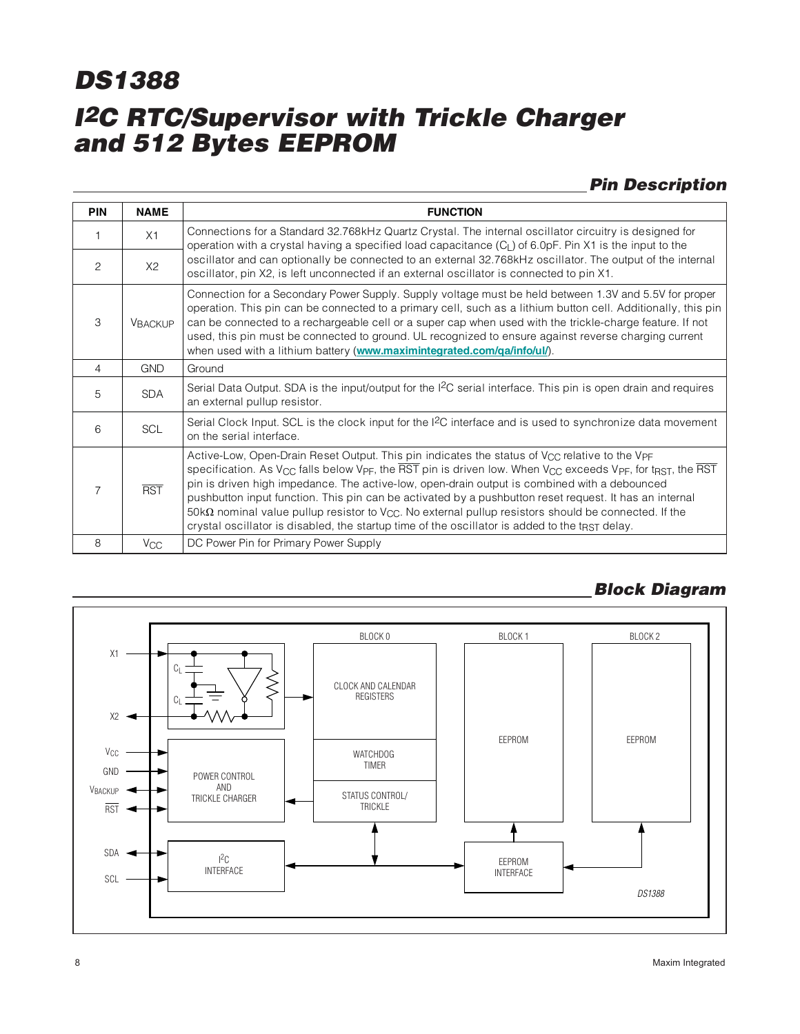## Pin Description

| PIN | NAME | FUNCTION |
|---|---|---|
| 1 | X1 | Connections for a Standard 32.768kHz Quartz Crystal. The internal oscillator circuitry is designed for operation with a crystal having a specified load capacitance ($C_L$) of 6.0pF. Pin X1 is the input to the oscillator and can optionally be connected to an external 32.768kHz oscillator. The output of the internal oscillator, pin X2, is left unconnected if an external oscillator is connected to pin X1. |
| 2 | X2 | |
| 3 | $V_{BACKUP}$ | Connection for a Secondary Power Supply. Supply voltage must be held between 1.3V and 5.5V for proper operation. This pin can be connected to a primary cell, such as a lithium button cell. Additionally, this pin can be connected to a rechargeable cell or a super cap when used with the trickle-charge feature. If not used, this pin must be connected to ground. UL recognized to ensure against reverse charging current when used with a lithium battery (**www.maximintegrated.com/qa/info/ul/**). |
| 4 | GND | Ground |
| 5 | SDA | Serial Data Output. SDA is the input/output for the I²C serial interface. This pin is open drain and requires an external pullup resistor. |
| 6 | SCL | Serial Clock Input. SCL is the clock input for the I²C interface and is used to synchronize data movement on the serial interface. |
| 7 | $\overline{RST}$ | Active-Low, Open-Drain Reset Output. This pin indicates the status of $V_{CC}$ relative to the $V_{PF}$ specification. As $V_{CC}$ falls below $V_{PF}$, the $\overline{RST}$ pin is driven low. When $V_{CC}$ exceeds $V_{PF}$, for $t_{RST}$, the $\overline{RST}$ pin is driven high impedance. The active-low, open-drain output is combined with a debounced pushbutton input function. This pin can be activated by a pushbutton reset request. It has an internal 50kΩ nominal value pullup resistor to $V_{CC}$. No external pullup resistors should be connected. If the crystal oscillator is disabled, the startup time of the oscillator is added to the $t_{RST}$ delay. |
| 8 | $V_{CC}$ | DC Power Pin for Primary Power Supply |

## Block Diagram

X1, X2, $V_{CC}$, GND, $V_{BACKUP}$, $\overline{RST}$, SDA, SCL

$C_L$, $C_L$

POWER CONTROL AND TRICKLE CHARGER

I²C INTERFACE

BLOCK 0: CLOCK AND CALENDAR REGISTERS; WATCHDOG TIMER; STATUS CONTROL/TRICKLE

BLOCK 1: EEPROM

BLOCK 2: EEPROM

EEPROM INTERFACE

DS1388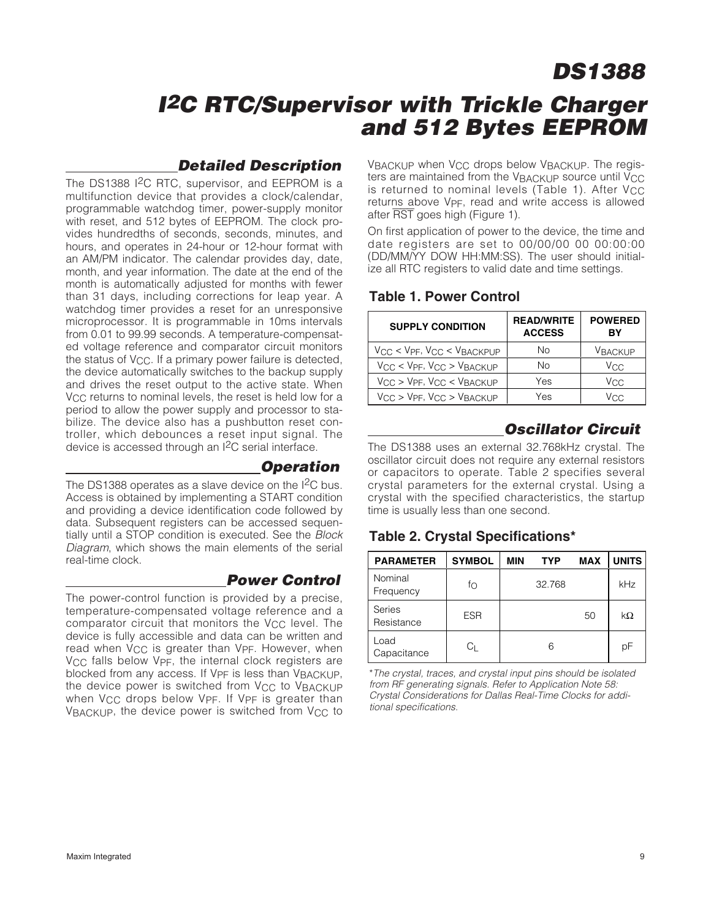## Detailed Description

The DS1388 I²C RTC, supervisor, and EEPROM is a multifunction device that provides a clock/calendar, programmable watchdog timer, power-supply monitor with reset, and 512 bytes of EEPROM. The clock provides hundredths of seconds, seconds, minutes, and hours, and operates in 24-hour or 12-hour format with an AM/PM indicator. The calendar provides day, date, month, and year information. The date at the end of the month is automatically adjusted for months with fewer than 31 days, including corrections for leap year. A watchdog timer provides a reset for an unresponsive microprocessor. It is programmable in 10ms intervals from 0.01 to 99.99 seconds. A temperature-compensated voltage reference and comparator circuit monitors the status of $V_{CC}$. If a primary power failure is detected, the device automatically switches to the backup supply and drives the reset output to the active state. When $V_{CC}$ returns to nominal levels, the reset is held low for a period to allow the power supply and processor to stabilize. The device also has a pushbutton reset controller, which debounces a reset input signal. The device is accessed through an I²C serial interface.

## Operation

The DS1388 operates as a slave device on the I²C bus. Access is obtained by implementing a START condition and providing a device identification code followed by data. Subsequent registers can be accessed sequentially until a STOP condition is executed. See the *Block Diagram*, which shows the main elements of the serial real-time clock.

## Power Control

The power-control function is provided by a precise, temperature-compensated voltage reference and a comparator circuit that monitors the $V_{CC}$ level. The device is fully accessible and data can be written and read when $V_{CC}$ is greater than $V_{PF}$. However, when $V_{CC}$ falls below $V_{PF}$, the internal clock registers are blocked from any access. If $V_{PF}$ is less than $V_{BACKUP}$, the device power is switched from $V_{CC}$ to $V_{BACKUP}$ when $V_{CC}$ drops below $V_{PF}$. If $V_{PF}$ is greater than $V_{BACKUP}$, the device power is switched from $V_{CC}$ to $V_{BACKUP}$ when $V_{CC}$ drops below $V_{BACKUP}$. The registers are maintained from the $V_{BACKUP}$ source until $V_{CC}$ is returned to nominal levels (Table 1). After $V_{CC}$ returns above $V_{PF}$, read and write access is allowed after $\overline{RST}$ goes high (Figure 1).

On first application of power to the device, the time and date registers are set to 00/00/00 00 00:00:00 (DD/MM/YY DOW HH:MM:SS). The user should initialize all RTC registers to valid date and time settings.

### Table 1. Power Control

| SUPPLY CONDITION | READ/WRITE ACCESS | POWERED BY |
|---|---|---|
| $V_{CC} < V_{PF}$, $V_{CC} < V_{BACKPUP}$ | No | $V_{BACKUP}$ |
| $V_{CC} < V_{PF}$, $V_{CC} > V_{BACKUP}$ | No | $V_{CC}$ |
| $V_{CC} > V_{PF}$, $V_{CC} < V_{BACKUP}$ | Yes | $V_{CC}$ |
| $V_{CC} > V_{PF}$, $V_{CC} > V_{BACKUP}$ | Yes | $V_{CC}$ |

## Oscillator Circuit

The DS1388 uses an external 32.768kHz crystal. The oscillator circuit does not require any external resistors or capacitors to operate. Table 2 specifies several crystal parameters for the external crystal. Using a crystal with the specified characteristics, the startup time is usually less than one second.

### Table 2. Crystal Specifications*

| PARAMETER | SYMBOL | MIN | TYP | MAX | UNITS |
|---|---|---|---|---|---|
| Nominal Frequency | $f_O$ | | 32.768 | | kHz |
| Series Resistance | ESR | | | 50 | kΩ |
| Load Capacitance | $C_L$ | | 6 | | pF |

*\*The crystal, traces, and crystal input pins should be isolated from RF generating signals. Refer to Application Note 58: Crystal Considerations for Dallas Real-Time Clocks for additional specifications.*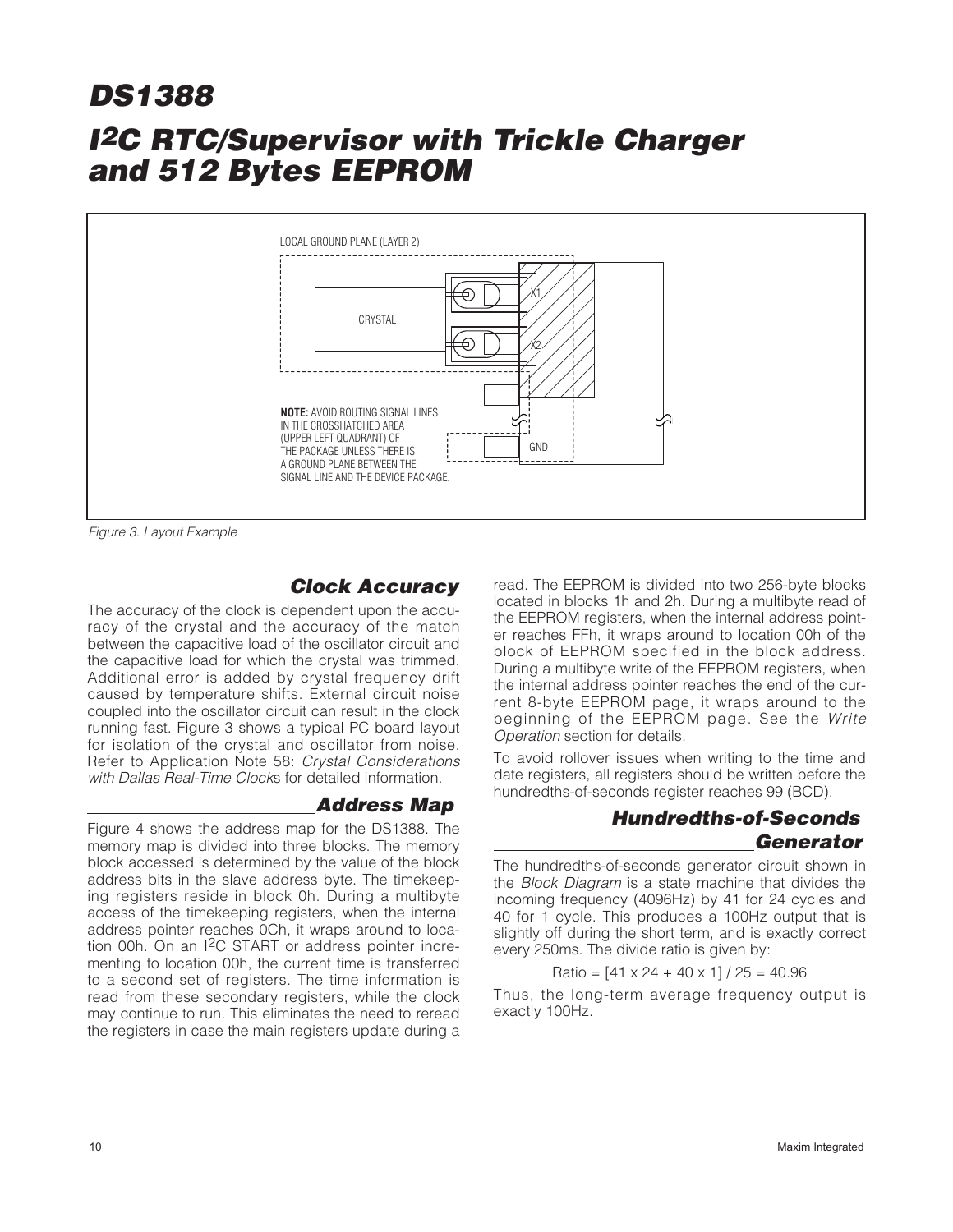LOCAL GROUND PLANE (LAYER 2)

CRYSTAL

X1

X2

GND

**NOTE:** AVOID ROUTING SIGNAL LINES IN THE CROSSHATCHED AREA (UPPER LEFT QUADRANT) OF THE PACKAGE UNLESS THERE IS A GROUND PLANE BETWEEN THE SIGNAL LINE AND THE DEVICE PACKAGE.

*Figure 3. Layout Example*

## Clock Accuracy

The accuracy of the clock is dependent upon the accuracy of the crystal and the accuracy of the match between the capacitive load of the oscillator circuit and the capacitive load for which the crystal was trimmed. Additional error is added by crystal frequency drift caused by temperature shifts. External circuit noise coupled into the oscillator circuit can result in the clock running fast. Figure 3 shows a typical PC board layout for isolation of the crystal and oscillator from noise. Refer to Application Note 58: *Crystal Considerations with Dallas Real-Time Clocks* for detailed information.

## Address Map

Figure 4 shows the address map for the DS1388. The memory map is divided into three blocks. The memory block accessed is determined by the value of the block address bits in the slave address byte. The timekeeping registers reside in block 0h. During a multibyte access of the timekeeping registers, when the internal address pointer reaches 0Ch, it wraps around to location 00h. On an I²C START or address pointer incrementing to location 00h, the current time is transferred to a second set of registers. The time information is read from these secondary registers, while the clock may continue to run. This eliminates the need to reread the registers in case the main registers update during a read. The EEPROM is divided into two 256-byte blocks located in blocks 1h and 2h. During a multibyte read of the EEPROM registers, when the internal address pointer reaches FFh, it wraps around to location 00h of the block of EEPROM specified in the block address. During a multibyte write of the EEPROM registers, when the internal address pointer reaches the end of the current 8-byte EEPROM page, it wraps around to the beginning of the EEPROM page. See the *Write Operation* section for details.

To avoid rollover issues when writing to the time and date registers, all registers should be written before the hundredths-of-seconds register reaches 99 (BCD).

## Hundredths-of-Seconds Generator

The hundredths-of-seconds generator circuit shown in the *Block Diagram* is a state machine that divides the incoming frequency (4096Hz) by 41 for 24 cycles and 40 for 1 cycle. This produces a 100Hz output that is slightly off during the short term, and is exactly correct every 250ms. The divide ratio is given by:

$$\text{Ratio} = [41 \times 24 + 40 \times 1] / 25 = 40.96$$

Thus, the long-term average frequency output is exactly 100Hz.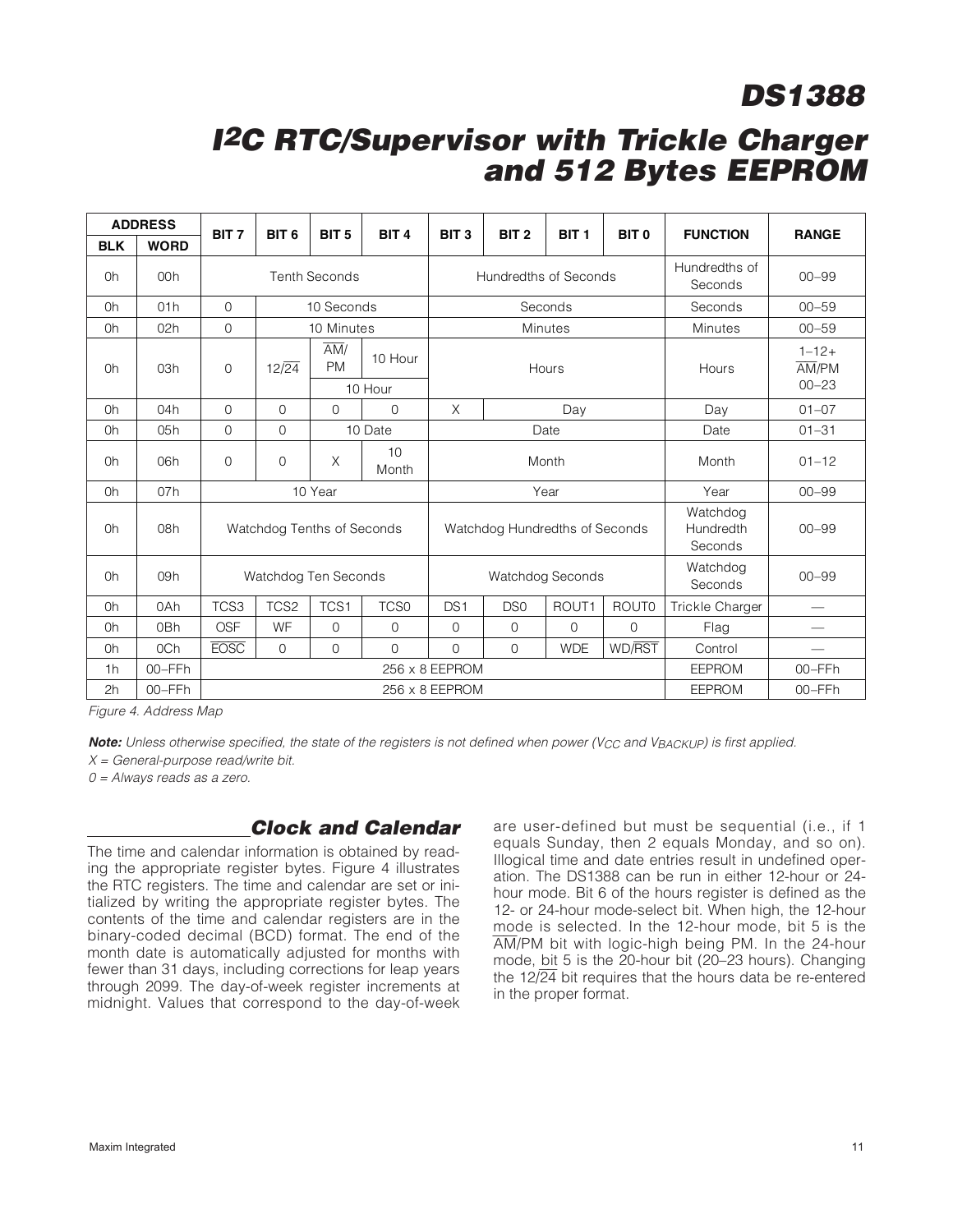| ADDRESS | | BIT 7 | BIT 6 | BIT 5 | BIT 4 | BIT 3 | BIT 2 | BIT 1 | BIT 0 | FUNCTION | RANGE |
|---|---|---|---|---|---|---|---|---|---|---|---|
| BLK | WORD | | | | | | | | | | |
| 0h | 00h | Tenth Seconds | | | | Hundredths of Seconds | | | | Hundredths of Seconds | 00–99 |
| 0h | 01h | 0 | 10 Seconds | | | Seconds | | | | Seconds | 00–59 |
| 0h | 02h | 0 | 10 Minutes | | | Minutes | | | | Minutes | 00–59 |
| 0h | 03h | 0 | 12/$\overline{24}$ | $\overline{AM}$/PM | 10 Hour | Hours | | | | Hours | 1–12+ $\overline{AM}$/PM |
| | | | | 10 Hour | | | | | | | 00–23 |
| 0h | 04h | 0 | 0 | 0 | 0 | X | Day | | | Day | 01–07 |
| 0h | 05h | 0 | 0 | 10 Date | | Date | | | | Date | 01–31 |
| 0h | 06h | 0 | 0 | X | 10 Month | Month | | | | Month | 01–12 |
| 0h | 07h | 10 Year | | | | Year | | | | Year | 00–99 |
| 0h | 08h | Watchdog Tenths of Seconds | | | | Watchdog Hundredths of Seconds | | | | Watchdog Hundredth Seconds | 00–99 |
| 0h | 09h | Watchdog Ten Seconds | | | | Watchdog Seconds | | | | Watchdog Seconds | 00–99 |
| 0h | 0Ah | TCS3 | TCS2 | TCS1 | TCS0 | DS1 | DS0 | ROUT1 | ROUT0 | Trickle Charger | — |
| 0h | 0Bh | OSF | WF | 0 | 0 | 0 | 0 | 0 | 0 | Flag | — |
| 0h | 0Ch | $\overline{EOSC}$ | 0 | 0 | 0 | 0 | 0 | WDE | WD/$\overline{RST}$ | Control | — |
| 1h | 00–FFh | 256 x 8 EEPROM | | | | | | | | EEPROM | 00–FFh |
| 2h | 00–FFh | 256 x 8 EEPROM | | | | | | | | EEPROM | 00–FFh |

*Figure 4. Address Map*

***Note:*** *Unless otherwise specified, the state of the registers is not defined when power ($V_{CC}$ and $V_{BACKUP}$) is first applied.*

*X = General-purpose read/write bit.*

*0 = Always reads as a zero.*

## Clock and Calendar

The time and calendar information is obtained by reading the appropriate register bytes. Figure 4 illustrates the RTC registers. The time and calendar are set or initialized by writing the appropriate register bytes. The contents of the time and calendar registers are in the binary-coded decimal (BCD) format. The end of the month date is automatically adjusted for months with fewer than 31 days, including corrections for leap years through 2099. The day-of-week register increments at midnight. Values that correspond to the day-of-week are user-defined but must be sequential (i.e., if 1 equals Sunday, then 2 equals Monday, and so on). Illogical time and date entries result in undefined operation. The DS1388 can be run in either 12-hour or 24-hour mode. Bit 6 of the hours register is defined as the 12- or 24-hour mode-select bit. When high, the 12-hour mode is selected. In the 12-hour mode, bit 5 is the $\overline{AM}$/PM bit with logic-high being PM. In the 24-hour mode, bit 5 is the 20-hour bit (20–23 hours). Changing the 12/$\overline{24}$ bit requires that the hours data be re-entered in the proper format.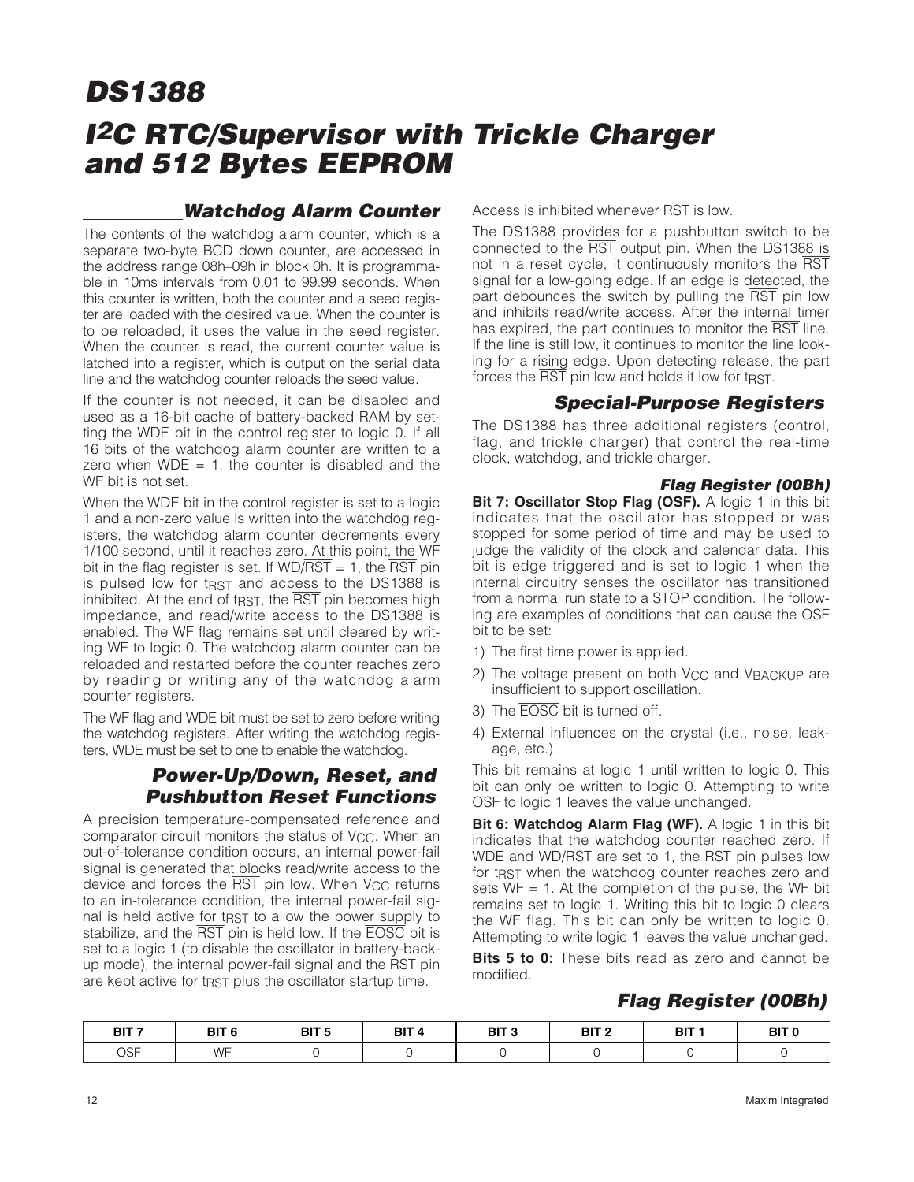# DS1388

# I2C RTC/Supervisor with Trickle Charger and 512 Bytes EEPROM

## Watchdog Alarm Counter

The contents of the watchdog alarm counter, which is a separate two-byte BCD down counter, are accessed in the address range 08h–09h in block 0h. It is programmable in 10ms intervals from 0.01 to 99.99 seconds. When this counter is written, both the counter and a seed register are loaded with the desired value. When the counter is to be reloaded, it uses the value in the seed register. When the counter is read, the current counter value is latched into a register, which is output on the serial data line and the watchdog counter reloads the seed value.

If the counter is not needed, it can be disabled and used as a 16-bit cache of battery-backed RAM by setting the WDE bit in the control register to logic 0. If all 16 bits of the watchdog alarm counter are written to a zero when WDE = 1, the counter is disabled and the WF bit is not set.

When the WDE bit in the control register is set to a logic 1 and a non-zero value is written into the watchdog registers, the watchdog alarm counter decrements every 1/100 second, until it reaches zero. At this point, the WF bit in the flag register is set. If WD/$\overline{\text{RST}}$ = 1, the $\overline{\text{RST}}$ pin is pulsed low for $t_{RST}$ and access to the DS1388 is inhibited. At the end of $t_{RST}$, the $\overline{\text{RST}}$ pin becomes high impedance, and read/write access to the DS1388 is enabled. The WF flag remains set until cleared by writing WF to logic 0. The watchdog alarm counter can be reloaded and restarted before the counter reaches zero by reading or writing any of the watchdog alarm counter registers.

The WF flag and WDE bit must be set to zero before writing the watchdog registers. After writing the watchdog registers, WDE must be set to one to enable the watchdog.

## Power-Up/Down, Reset, and Pushbutton Reset Functions

A precision temperature-compensated reference and comparator circuit monitors the status of $V_{CC}$. When an out-of-tolerance condition occurs, an internal power-fail signal is generated that blocks read/write access to the device and forces the $\overline{\text{RST}}$ pin low. When $V_{CC}$ returns to an in-tolerance condition, the internal power-fail signal is held active for $t_{RST}$ to allow the power supply to stabilize, and the $\overline{\text{RST}}$ pin is held low. If the $\overline{\text{EOSC}}$ bit is set to a logic 1 (to disable the oscillator in battery-backup mode), the internal power-fail signal and the $\overline{\text{RST}}$ pin are kept active for $t_{RST}$ plus the oscillator startup time. Access is inhibited whenever $\overline{\text{RST}}$ is low.

The DS1388 provides for a pushbutton switch to be connected to the $\overline{\text{RST}}$ output pin. When the DS1388 is not in a reset cycle, it continuously monitors the $\overline{\text{RST}}$ signal for a low-going edge. If an edge is detected, the part debounces the switch by pulling the $\overline{\text{RST}}$ pin low and inhibits read/write access. After the internal timer has expired, the part continues to monitor the $\overline{\text{RST}}$ line. If the line is still low, it continues to monitor the line looking for a rising edge. Upon detecting release, the part forces the $\overline{\text{RST}}$ pin low and holds it low for $t_{RST}$.

## Special-Purpose Registers

The DS1388 has three additional registers (control, flag, and trickle charger) that control the real-time clock, watchdog, and trickle charger.

### Flag Register (00Bh)

**Bit 7: Oscillator Stop Flag (OSF).** A logic 1 in this bit indicates that the oscillator has stopped or was stopped for some period of time and may be used to judge the validity of the clock and calendar data. This bit is edge triggered and is set to logic 1 when the internal circuitry senses the oscillator has transitioned from a normal run state to a STOP condition. The following are examples of conditions that can cause the OSF bit to be set:

1) The first time power is applied.
2) The voltage present on both $V_{CC}$ and $V_{BACKUP}$ are insufficient to support oscillation.
3) The $\overline{\text{EOSC}}$ bit is turned off.
4) External influences on the crystal (i.e., noise, leakage, etc.).

This bit remains at logic 1 until written to logic 0. This bit can only be written to logic 0. Attempting to write OSF to logic 1 leaves the value unchanged.

**Bit 6: Watchdog Alarm Flag (WF).** A logic 1 in this bit indicates that the watchdog counter reached zero. If WDE and WD/$\overline{\text{RST}}$ are set to 1, the $\overline{\text{RST}}$ pin pulses low for $t_{RST}$ when the watchdog counter reaches zero and sets WF = 1. At the completion of the pulse, the WF bit remains set to logic 1. Writing this bit to logic 0 clears the WF flag. This bit can only be written to logic 0. Attempting to write logic 1 leaves the value unchanged.

**Bits 5 to 0:** These bits read as zero and cannot be modified.

### Flag Register (00Bh)

| BIT 7 | BIT 6 | BIT 5 | BIT 4 | BIT 3 | BIT 2 | BIT 1 | BIT 0 |
|---|---|---|---|---|---|---|---|
| OSF | WF | 0 | 0 | 0 | 0 | 0 | 0 |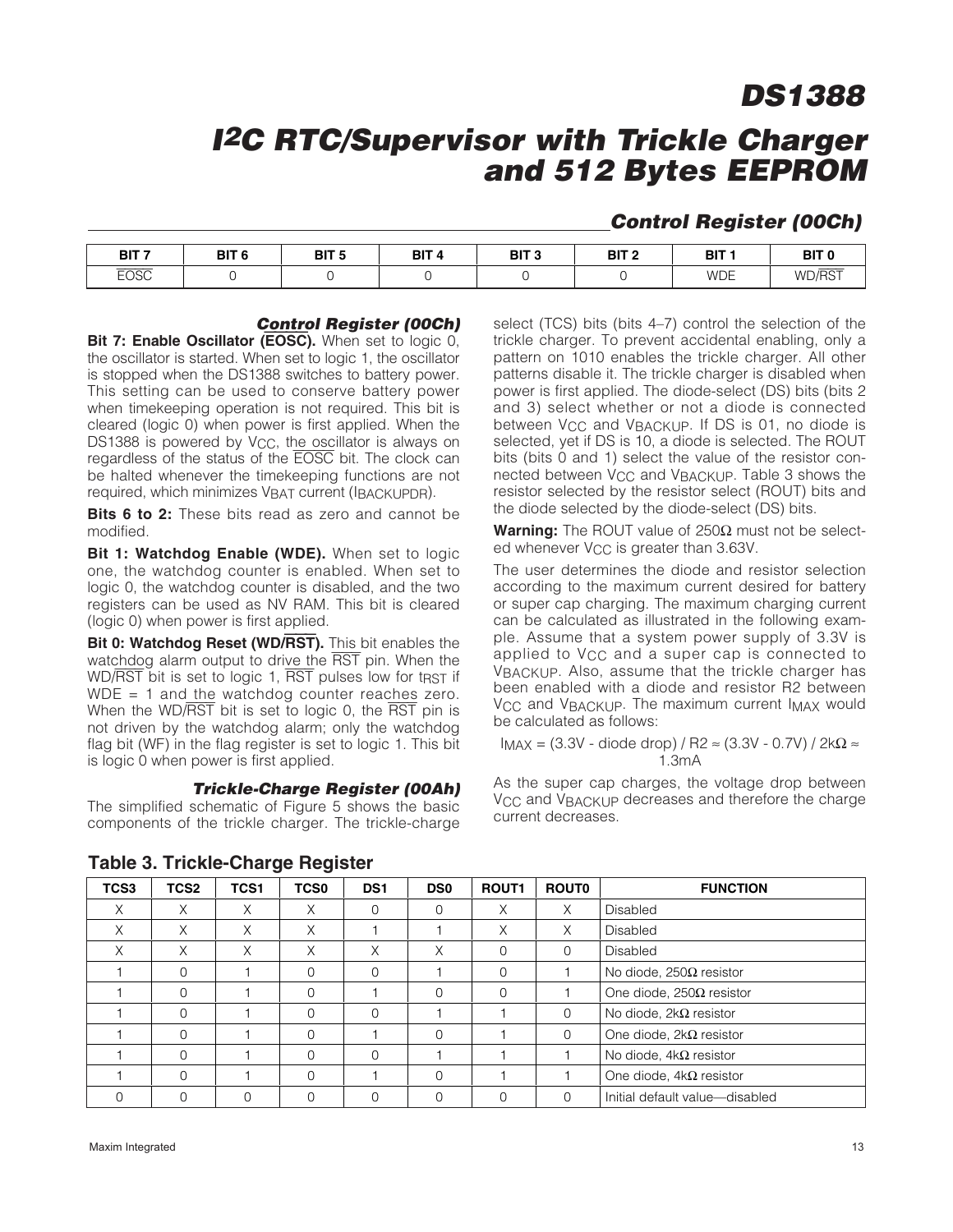### Control Register (00Ch)

| BIT 7 | BIT 6 | BIT 5 | BIT 4 | BIT 3 | BIT 2 | BIT 1 | BIT 0 |
|---|---|---|---|---|---|---|---|
| $\overline{EOSC}$ | 0 | 0 | 0 | 0 | 0 | WDE | WD/$\overline{RST}$ |

### Control Register (00Ch)

**Bit 7: Enable Oscillator ($\overline{EOSC}$).** When set to logic 0, the oscillator is started. When set to logic 1, the oscillator is stopped when the DS1388 switches to battery power. This setting can be used to conserve battery power when timekeeping operation is not required. This bit is cleared (logic 0) when power is first applied. When the DS1388 is powered by $V_{CC}$, the oscillator is always on regardless of the status of the $\overline{EOSC}$ bit. The clock can be halted whenever the timekeeping functions are not required, which minimizes $V_{BAT}$ current ($I_{BACKUPDR}$).

**Bits 6 to 2:** These bits read as zero and cannot be modified.

**Bit 1: Watchdog Enable (WDE).** When set to logic one, the watchdog counter is enabled. When set to logic 0, the watchdog counter is disabled, and the two registers can be used as NV RAM. This bit is cleared (logic 0) when power is first applied.

**Bit 0: Watchdog Reset (WD/$\overline{RST}$).** This bit enables the watchdog alarm output to drive the $\overline{RST}$ pin. When the WD/$\overline{RST}$ bit is set to logic 1, $\overline{RST}$ pulses low for $t_{RST}$ if WDE = 1 and the watchdog counter reaches zero. When the WD/$\overline{RST}$ bit is set to logic 0, the $\overline{RST}$ pin is not driven by the watchdog alarm; only the watchdog flag bit (WF) in the flag register is set to logic 1. This bit is logic 0 when power is first applied.

### Trickle-Charge Register (00Ah)

The simplified schematic of Figure 5 shows the basic components of the trickle charger. The trickle-charge select (TCS) bits (bits 4–7) control the selection of the trickle charger. To prevent accidental enabling, only a pattern on 1010 enables the trickle charger. All other patterns disable it. The trickle charger is disabled when power is first applied. The diode-select (DS) bits (bits 2 and 3) select whether or not a diode is connected between $V_{CC}$ and $V_{BACKUP}$. If DS is 01, no diode is selected, yet if DS is 10, a diode is selected. The ROUT bits (bits 0 and 1) select the value of the resistor connected between $V_{CC}$ and $V_{BACKUP}$. Table 3 shows the resistor selected by the resistor select (ROUT) bits and the diode selected by the diode-select (DS) bits.

**Warning:** The ROUT value of 250Ω must not be selected whenever $V_{CC}$ is greater than 3.63V.

The user determines the diode and resistor selection according to the maximum current desired for battery or super cap charging. The maximum charging current can be calculated as illustrated in the following example. Assume that a system power supply of 3.3V is applied to $V_{CC}$ and a super cap is connected to $V_{BACKUP}$. Also, assume that the trickle charger has been enabled with a diode and resistor R2 between $V_{CC}$ and $V_{BACKUP}$. The maximum current $I_{MAX}$ would be calculated as follows:

$$I_{MAX} = (3.3V - \text{diode drop}) / R2 \approx (3.3V - 0.7V) / 2k\Omega \approx 1.3mA$$

As the super cap charges, the voltage drop between $V_{CC}$ and $V_{BACKUP}$ decreases and therefore the charge current decreases.

**Table 3. Trickle-Charge Register**

| TCS3 | TCS2 | TCS1 | TCS0 | DS1 | DS0 | ROUT1 | ROUT0 | FUNCTION |
|---|---|---|---|---|---|---|---|---|
| X | X | X | X | 0 | 0 | X | X | Disabled |
| X | X | X | X | 1 | 1 | X | X | Disabled |
| X | X | X | X | X | X | 0 | 0 | Disabled |
| 1 | 0 | 1 | 0 | 0 | 1 | 0 | 1 | No diode, 250Ω resistor |
| 1 | 0 | 1 | 0 | 1 | 0 | 0 | 1 | One diode, 250Ω resistor |
| 1 | 0 | 1 | 0 | 0 | 1 | 1 | 0 | No diode, 2kΩ resistor |
| 1 | 0 | 1 | 0 | 1 | 0 | 1 | 0 | One diode, 2kΩ resistor |
| 1 | 0 | 1 | 0 | 0 | 1 | 1 | 1 | No diode, 4kΩ resistor |
| 1 | 0 | 1 | 0 | 1 | 0 | 1 | 1 | One diode, 4kΩ resistor |
| 0 | 0 | 0 | 0 | 0 | 0 | 0 | 0 | Initial default value—disabled |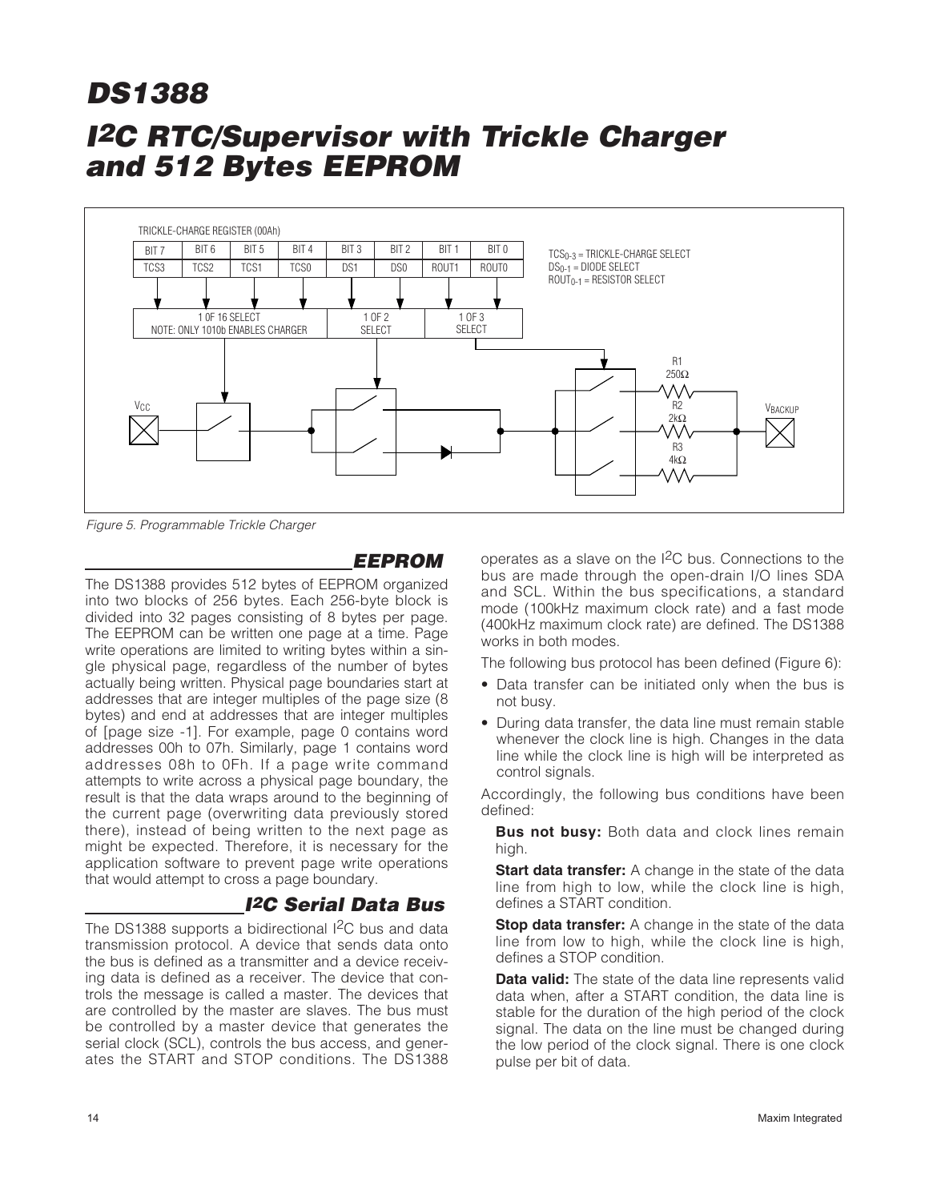Figure 5. Programmable Trickle Charger

## EEPROM

The DS1388 provides 512 bytes of EEPROM organized into two blocks of 256 bytes. Each 256-byte block is divided into 32 pages consisting of 8 bytes per page. The EEPROM can be written one page at a time. Page write operations are limited to writing bytes within a single physical page, regardless of the number of bytes actually being written. Physical page boundaries start at addresses that are integer multiples of the page size (8 bytes) and end at addresses that are integer multiples of [page size -1]. For example, page 0 contains word addresses 00h to 07h. Similarly, page 1 contains word addresses 08h to 0Fh. If a page write command attempts to write across a physical page boundary, the result is that the data wraps around to the beginning of the current page (overwriting data previously stored there), instead of being written to the next page as might be expected. Therefore, it is necessary for the application software to prevent page write operations that would attempt to cross a page boundary.

## I2C Serial Data Bus

The DS1388 supports a bidirectional I2C bus and data transmission protocol. A device that sends data onto the bus is defined as a transmitter and a device receiving data is defined as a receiver. The device that controls the message is called a master. The devices that are controlled by the master are slaves. The bus must be controlled by a master device that generates the serial clock (SCL), controls the bus access, and generates the START and STOP conditions. The DS1388 operates as a slave on the I2C bus. Connections to the bus are made through the open-drain I/O lines SDA and SCL. Within the bus specifications, a standard mode (100kHz maximum clock rate) and a fast mode (400kHz maximum clock rate) are defined. The DS1388 works in both modes.

The following bus protocol has been defined (Figure 6):

- Data transfer can be initiated only when the bus is not busy.
- During data transfer, the data line must remain stable whenever the clock line is high. Changes in the data line while the clock line is high will be interpreted as control signals.

Accordingly, the following bus conditions have been defined:

**Bus not busy:** Both data and clock lines remain high.

**Start data transfer:** A change in the state of the data line from high to low, while the clock line is high, defines a START condition.

**Stop data transfer:** A change in the state of the data line from low to high, while the clock line is high, defines a STOP condition.

**Data valid:** The state of the data line represents valid data when, after a START condition, the data line is stable for the duration of the high period of the clock signal. The data on the line must be changed during the low period of the clock signal. There is one clock pulse per bit of data.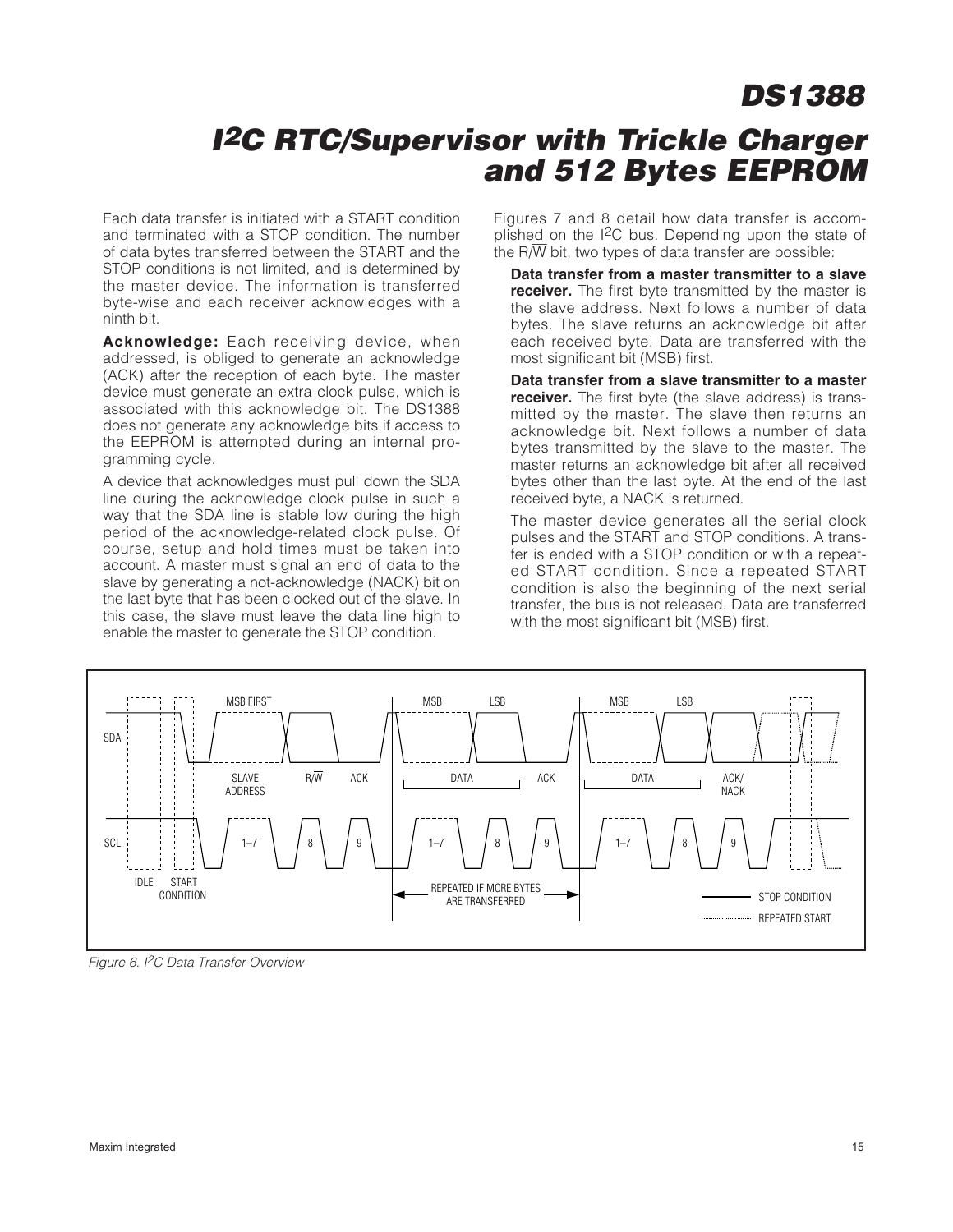Each data transfer is initiated with a START condition and terminated with a STOP condition. The number of data bytes transferred between the START and the STOP conditions is not limited, and is determined by the master device. The information is transferred byte-wise and each receiver acknowledges with a ninth bit.

**Acknowledge:** Each receiving device, when addressed, is obliged to generate an acknowledge (ACK) after the reception of each byte. The master device must generate an extra clock pulse, which is associated with this acknowledge bit. The DS1388 does not generate any acknowledge bits if access to the EEPROM is attempted during an internal programming cycle.

A device that acknowledges must pull down the SDA line during the acknowledge clock pulse in such a way that the SDA line is stable low during the high period of the acknowledge-related clock pulse. Of course, setup and hold times must be taken into account. A master must signal an end of data to the slave by generating a not-acknowledge (NACK) bit on the last byte that has been clocked out of the slave. In this case, the slave must leave the data line high to enable the master to generate the STOP condition.

Figures 7 and 8 detail how data transfer is accomplished on the I2C bus. Depending upon the state of the R/W bit, two types of data transfer are possible:

**Data transfer from a master transmitter to a slave receiver.** The first byte transmitted by the master is the slave address. Next follows a number of data bytes. The slave returns an acknowledge bit after each received byte. Data are transferred with the most significant bit (MSB) first.

**Data transfer from a slave transmitter to a master receiver.** The first byte (the slave address) is transmitted by the master. The slave then returns an acknowledge bit. Next follows a number of data bytes transmitted by the slave to the master. The master returns an acknowledge bit after all received bytes other than the last byte. At the end of the last received byte, a NACK is returned.

The master device generates all the serial clock pulses and the START and STOP conditions. A transfer is ended with a STOP condition or with a repeated START condition. Since a repeated START condition is also the beginning of the next serial transfer, the bus is not released. Data are transferred with the most significant bit (MSB) first.

SDA: MSB FIRST, SLAVE ADDRESS, R/W, ACK, MSB, DATA, LSB, ACK, MSB, DATA, LSB, ACK/NACK

SCL: 1–7, 8, 9, 1–7, 8, 9, 1–7, 8, 9

IDLE, START CONDITION, REPEATED IF MORE BYTES ARE TRANSFERRED, STOP CONDITION, REPEATED START

*Figure 6. I2C Data Transfer Overview*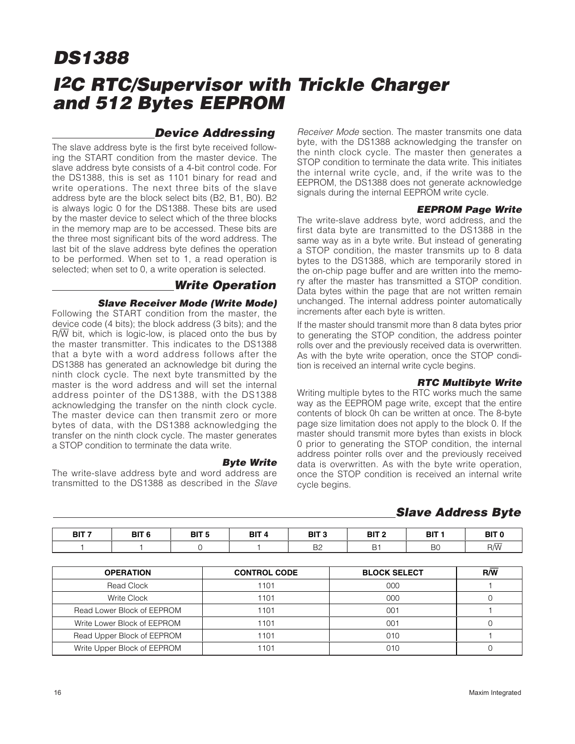## Device Addressing

The slave address byte is the first byte received following the START condition from the master device. The slave address byte consists of a 4-bit control code. For the DS1388, this is set as 1101 binary for read and write operations. The next three bits of the slave address byte are the block select bits (B2, B1, B0). B2 is always logic 0 for the DS1388. These bits are used by the master device to select which of the three blocks in the memory map are to be accessed. These bits are the three most significant bits of the word address. The last bit of the slave address byte defines the operation to be performed. When set to 1, a read operation is selected; when set to 0, a write operation is selected.

## Write Operation

### Slave Receiver Mode (Write Mode)

Following the START condition from the master, the device code (4 bits); the block address (3 bits); and the R/$\overline{W}$ bit, which is logic-low, is placed onto the bus by the master transmitter. This indicates to the DS1388 that a byte with a word address follows after the DS1388 has generated an acknowledge bit during the ninth clock cycle. The next byte transmitted by the master is the word address and will set the internal address pointer of the DS1388, with the DS1388 acknowledging the transfer on the ninth clock cycle. The master device can then transmit zero or more bytes of data, with the DS1388 acknowledging the transfer on the ninth clock cycle. The master generates a STOP condition to terminate the data write.

### Byte Write

The write-slave address byte and word address are transmitted to the DS1388 as described in the *Slave Receiver Mode* section. The master transmits one data byte, with the DS1388 acknowledging the transfer on the ninth clock cycle. The master then generates a STOP condition to terminate the data write. This initiates the internal write cycle, and, if the write was to the EEPROM, the DS1388 does not generate acknowledge signals during the internal EEPROM write cycle.

### EEPROM Page Write

The write-slave address byte, word address, and the first data byte are transmitted to the DS1388 in the same way as in a byte write. But instead of generating a STOP condition, the master transmits up to 8 data bytes to the DS1388, which are temporarily stored in the on-chip page buffer and are written into the memory after the master has transmitted a STOP condition. Data bytes within the page that are not written remain unchanged. The internal address pointer automatically increments after each byte is written.

If the master should transmit more than 8 data bytes prior to generating the STOP condition, the address pointer rolls over and the previously received data is overwritten. As with the byte write operation, once the STOP condition is received an internal write cycle begins.

### RTC Multibyte Write

Writing multiple bytes to the RTC works much the same way as the EEPROM page write, except that the entire contents of block 0h can be written at once. The 8-byte page size limitation does not apply to the block 0. If the master should transmit more bytes than exists in block 0 prior to generating the STOP condition, the internal address pointer rolls over and the previously received data is overwritten. As with the byte write operation, once the STOP condition is received an internal write cycle begins.

## Slave Address Byte

| BIT 7 | BIT 6 | BIT 5 | BIT 4 | BIT 3 | BIT 2 | BIT 1 | BIT 0 |
|---|---|---|---|---|---|---|---|
| 1 | 1 | 0 | 1 | B2 | B1 | B0 | R/$\overline{W}$ |

| OPERATION | CONTROL CODE | BLOCK SELECT | R/$\overline{W}$ |
|---|---|---|---|
| Read Clock | 1101 | 000 | 1 |
| Write Clock | 1101 | 000 | 0 |
| Read Lower Block of EEPROM | 1101 | 001 | 1 |
| Write Lower Block of EEPROM | 1101 | 001 | 0 |
| Read Upper Block of EEPROM | 1101 | 010 | 1 |
| Write Upper Block of EEPROM | 1101 | 010 | 0 |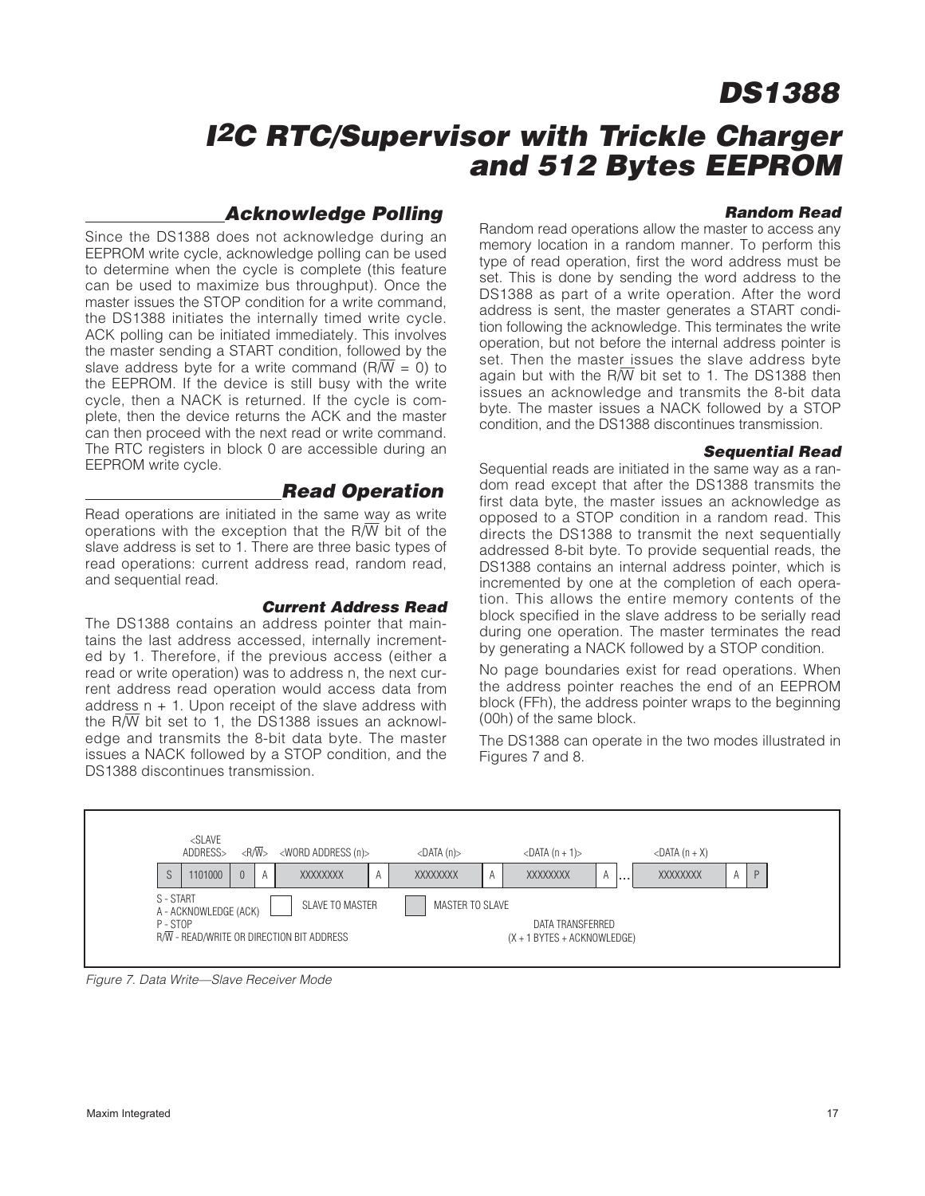## Acknowledge Polling

Since the DS1388 does not acknowledge during an EEPROM write cycle, acknowledge polling can be used to determine when the cycle is complete (this feature can be used to maximize bus throughput). Once the master issues the STOP condition for a write command, the DS1388 initiates the internally timed write cycle. ACK polling can be initiated immediately. This involves the master sending a START condition, followed by the slave address byte for a write command ($R/\overline{W}$ = 0) to the EEPROM. If the device is still busy with the write cycle, then a NACK is returned. If the cycle is complete, then the device returns the ACK and the master can then proceed with the next read or write command. The RTC registers in block 0 are accessible during an EEPROM write cycle.

## Read Operation

Read operations are initiated in the same way as write operations with the exception that the $R/\overline{W}$ bit of the slave address is set to 1. There are three basic types of read operations: current address read, random read, and sequential read.

### Current Address Read

The DS1388 contains an address pointer that maintains the last address accessed, internally incremented by 1. Therefore, if the previous access (either a read or write operation) was to address n, the next current address read operation would access data from address n + 1. Upon receipt of the slave address with the $R/\overline{W}$ bit set to 1, the DS1388 issues an acknowledge and transmits the 8-bit data byte. The master issues a NACK followed by a STOP condition, and the DS1388 discontinues transmission.

### Random Read

Random read operations allow the master to access any memory location in a random manner. To perform this type of read operation, first the word address must be set. This is done by sending the word address to the DS1388 as part of a write operation. After the word address is sent, the master generates a START condition following the acknowledge. This terminates the write operation, but not before the internal address pointer is set. Then the master issues the slave address byte again but with the $R/\overline{W}$ bit set to 1. The DS1388 then issues an acknowledge and transmits the 8-bit data byte. The master issues a NACK followed by a STOP condition, and the DS1388 discontinues transmission.

### Sequential Read

Sequential reads are initiated in the same way as a random read except that after the DS1388 transmits the first data byte, the master issues an acknowledge as opposed to a STOP condition in a random read. This directs the DS1388 to transmit the next sequentially addressed 8-bit byte. To provide sequential reads, the DS1388 contains an internal address pointer, which is incremented by one at the completion of each operation. This allows the entire memory contents of the block specified in the slave address to be serially read during one operation. The master terminates the read by generating a NACK followed by a STOP condition.

No page boundaries exist for read operations. When the address pointer reaches the end of an EEPROM block (FFh), the address pointer wraps to the beginning (00h) of the same block.

The DS1388 can operate in the two modes illustrated in Figures 7 and 8.

| | <SLAVE ADDRESS> | <$R/\overline{W}$> | | <WORD ADDRESS (n)> | | <DATA (n)> | | <DATA (n + 1)> | | | <DATA (n + X)> | | |
|---|---|---|---|---|---|---|---|---|---|---|---|---|---|
| S | 1101000 | 0 | A | XXXXXXXX | A | XXXXXXXX | A | XXXXXXXX | A | ... | XXXXXXXX | A | P |

S - START
A - ACKNOWLEDGE (ACK)
P - STOP
$R/\overline{W}$ - READ/WRITE OR DIRECTION BIT ADDRESS

SLAVE TO MASTER — MASTER TO SLAVE

DATA TRANSFERRED (X + 1 BYTES + ACKNOWLEDGE)

*Figure 7. Data Write—Slave Receiver Mode*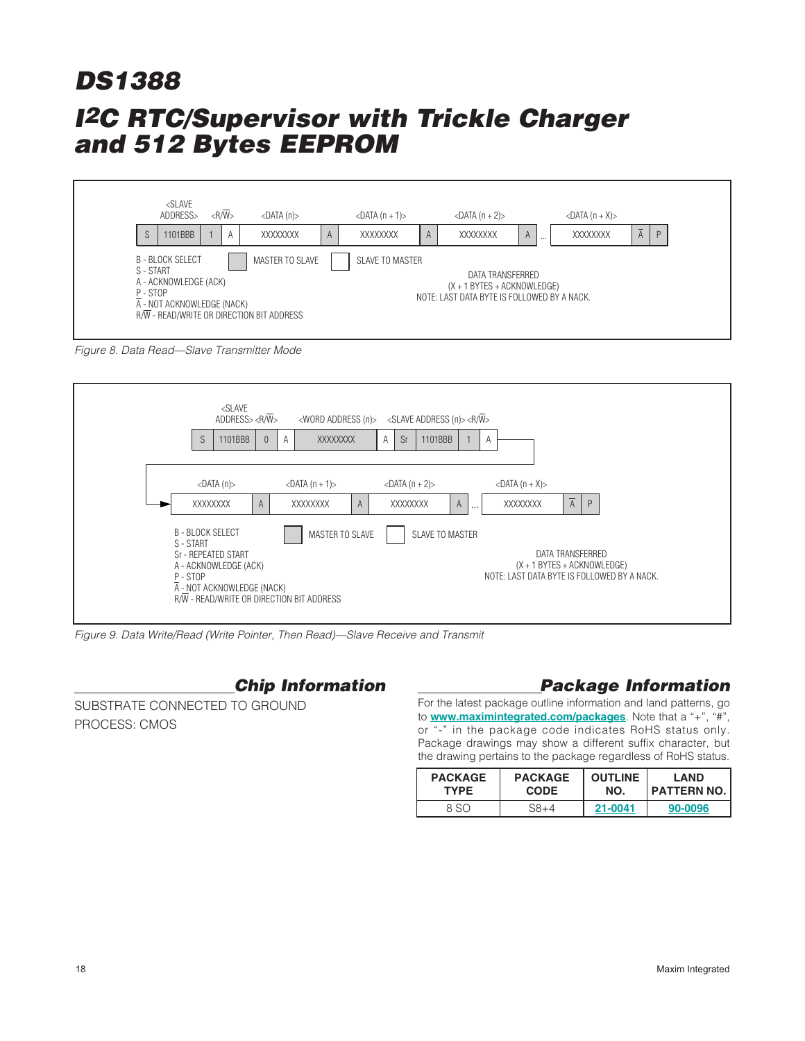# DS1388

## I2C RTC/Supervisor with Trickle Charger and 512 Bytes EEPROM

| <SLAVE ADDRESS> | | <R/W> | | <DATA (n)> | | <DATA (n + 1)> | | <DATA (n + 2)> | | | <DATA (n + X)> | | |
|---|---|---|---|---|---|---|---|---|---|---|---|---|---|
| S | 1101BBB | 1 | A | XXXXXXXX | A | XXXXXXXX | A | XXXXXXXX | A | ... | XXXXXXXX | $\overline{A}$ | P |

B - BLOCK SELECT
S - START
A - ACKNOWLEDGE (ACK)
P - STOP
$\overline{A}$ - NOT ACKNOWLEDGE (NACK)
R/$\overline{W}$ - READ/WRITE OR DIRECTION BIT ADDRESS

MASTER TO SLAVE / SLAVE TO MASTER

DATA TRANSFERRED
(X + 1 BYTES + ACKNOWLEDGE)
NOTE: LAST DATA BYTE IS FOLLOWED BY A NACK.

*Figure 8. Data Read—Slave Transmitter Mode*

| | <SLAVE ADDRESS> | <R/W> | | <WORD ADDRESS (n)> | | | <SLAVE ADDRESS (n)> | <R/W> | |
|---|---|---|---|---|---|---|---|---|---|
| S | 1101BBB | 0 | A | XXXXXXXX | A | Sr | 1101BBB | 1 | A |

| <DATA (n)> | | <DATA (n + 1)> | | <DATA (n + 2)> | | | <DATA (n + X)> | | |
|---|---|---|---|---|---|---|---|---|---|
| XXXXXXXX | A | XXXXXXXX | A | XXXXXXXX | A | ... | XXXXXXXX | $\overline{A}$ | P |

B - BLOCK SELECT
S - START
Sr - REPEATED START
A - ACKNOWLEDGE (ACK)
P - STOP
$\overline{A}$ - NOT ACKNOWLEDGE (NACK)
R/$\overline{W}$ - READ/WRITE OR DIRECTION BIT ADDRESS

MASTER TO SLAVE / SLAVE TO MASTER

DATA TRANSFERRED
(X + 1 BYTES + ACKNOWLEDGE)
NOTE: LAST DATA BYTE IS FOLLOWED BY A NACK.

*Figure 9. Data Write/Read (Write Pointer, Then Read)—Slave Receive and Transmit*

## Chip Information

SUBSTRATE CONNECTED TO GROUND

PROCESS: CMOS

## Package Information

For the latest package outline information and land patterns, go to **www.maximintegrated.com/packages**. Note that a "+", "#", or "-" in the package code indicates RoHS status only. Package drawings may show a different suffix character, but the drawing pertains to the package regardless of RoHS status.

| PACKAGE TYPE | PACKAGE CODE | OUTLINE NO. | LAND PATTERN NO. |
|---|---|---|---|
| 8 SO | S8+4 | 21-0041 | 90-0096 |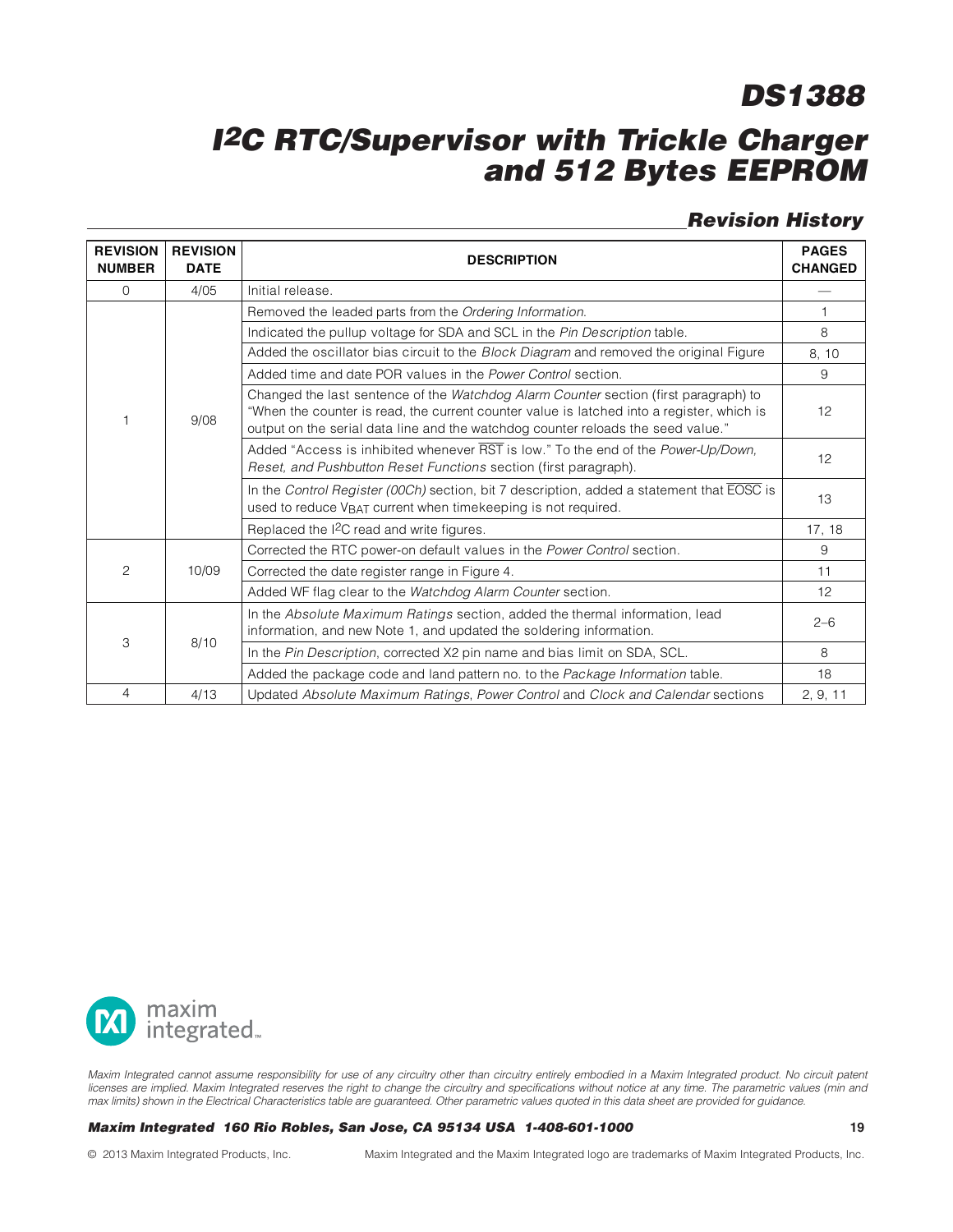## Revision History

| REVISION NUMBER | REVISION DATE | DESCRIPTION | PAGES CHANGED |
|---|---|---|---|
| 0 | 4/05 | Initial release. | — |
| 1 | 9/08 | Removed the leaded parts from the *Ordering Information*. | 1 |
| | | Indicated the pullup voltage for SDA and SCL in the *Pin Description* table. | 8 |
| | | Added the oscillator bias circuit to the *Block Diagram* and removed the original Figure | 8, 10 |
| | | Added time and date POR values in the *Power Control* section. | 9 |
| | | Changed the last sentence of the *Watchdog Alarm Counter* section (first paragraph) to "When the counter is read, the current counter value is latched into a register, which is output on the serial data line and the watchdog counter reloads the seed value." | 12 |
| | | Added "Access is inhibited whenever $\overline{RST}$ is low." To the end of the *Power-Up/Down, Reset, and Pushbutton Reset Functions* section (first paragraph). | 12 |
| | | In the *Control Register (00Ch)* section, bit 7 description, added a statement that $\overline{EOSC}$ is used to reduce $V_{BAT}$ current when timekeeping is not required. | 13 |
| | | Replaced the I²C read and write figures. | 17, 18 |
| 2 | 10/09 | Corrected the RTC power-on default values in the *Power Control* section. | 9 |
| | | Corrected the date register range in Figure 4. | 11 |
| | | Added WF flag clear to the *Watchdog Alarm Counter* section. | 12 |
| 3 | 8/10 | In the *Absolute Maximum Ratings* section, added the thermal information, lead information, and new Note 1, and updated the soldering information. | 2–6 |
| | | In the *Pin Description*, corrected X2 pin name and bias limit on SDA, SCL. | 8 |
| | | Added the package code and land pattern no. to the *Package Information* table. | 18 |
| 4 | 4/13 | Updated *Absolute Maximum Ratings*, *Power Control* and *Clock and Calendar* sections | 2, 9, 11 |

*Maxim Integrated cannot assume responsibility for use of any circuitry other than circuitry entirely embodied in a Maxim Integrated product. No circuit patent licenses are implied. Maxim Integrated reserves the right to change the circuitry and specifications without notice at any time. The parametric values (min and max limits) shown in the Electrical Characteristics table are guaranteed. Other parametric values quoted in this data sheet are provided for guidance.*

***Maxim Integrated 160 Rio Robles, San Jose, CA 95134 USA 1-408-601-1000***

© 2013 Maxim Integrated Products, Inc. Maxim Integrated and the Maxim Integrated logo are trademarks of Maxim Integrated Products, Inc.